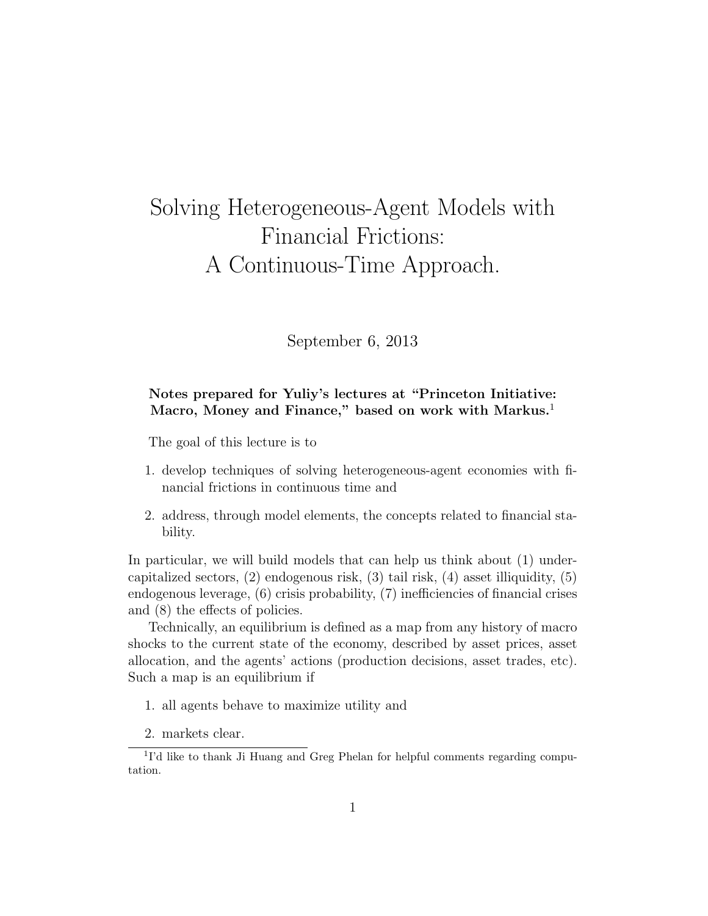# Solving Heterogeneous-Agent Models with Financial Frictions: A Continuous-Time Approach.

September 6, 2013

**Notes prepared for Yuliy's lectures at "Princeton Initiative: Macro, Money and Finance," based on work with Markus.**[1]

The goal of this lecture is to

1. develop techniques of solving heterogeneous-agent economies with financial frictions in continuous time and
2. address, through model elements, the concepts related to financial stability.

In particular, we will build models that can help us think about (1) undercapitalized sectors, (2) endogenous risk, (3) tail risk, (4) asset illiquidity, (5) endogenous leverage, (6) crisis probability, (7) inefficiencies of financial crises and (8) the effects of policies.

Technically, an equilibrium is defined as a map from any history of macro shocks to the current state of the economy, described by asset prices, asset allocation, and the agents' actions (production decisions, asset trades, etc). Such a map is an equilibrium if

1. all agents behave to maximize utility and
2. markets clear.

[1] I'd like to thank Ji Huang and Greg Phelan for helpful comments regarding computation.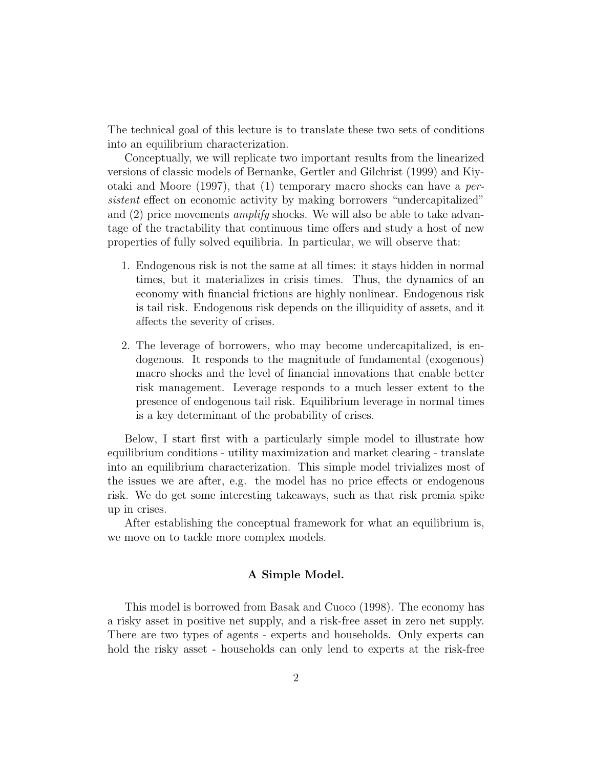The technical goal of this lecture is to translate these two sets of conditions into an equilibrium characterization.

Conceptually, we will replicate two important results from the linearized versions of classic models of Bernanke, Gertler and Gilchrist (1999) and Kiyotaki and Moore (1997), that (1) temporary macro shocks can have a *persistent* effect on economic activity by making borrowers "undercapitalized" and (2) price movements *amplify* shocks. We will also be able to take advantage of the tractability that continuous time offers and study a host of new properties of fully solved equilibria. In particular, we will observe that:

1. Endogenous risk is not the same at all times: it stays hidden in normal times, but it materializes in crisis times. Thus, the dynamics of an economy with financial frictions are highly nonlinear. Endogenous risk is tail risk. Endogenous risk depends on the illiquidity of assets, and it affects the severity of crises.

2. The leverage of borrowers, who may become undercapitalized, is endogenous. It responds to the magnitude of fundamental (exogenous) macro shocks and the level of financial innovations that enable better risk management. Leverage responds to a much lesser extent to the presence of endogenous tail risk. Equilibrium leverage in normal times is a key determinant of the probability of crises.

Below, I start first with a particularly simple model to illustrate how equilibrium conditions - utility maximization and market clearing - translate into an equilibrium characterization. This simple model trivializes most of the issues we are after, e.g. the model has no price effects or endogenous risk. We do get some interesting takeaways, such as that risk premia spike up in crises.

After establishing the conceptual framework for what an equilibrium is, we move on to tackle more complex models.

### A Simple Model.

This model is borrowed from Basak and Cuoco (1998). The economy has a risky asset in positive net supply, and a risk-free asset in zero net supply. There are two types of agents - experts and households. Only experts can hold the risky asset - households can only lend to experts at the risk-free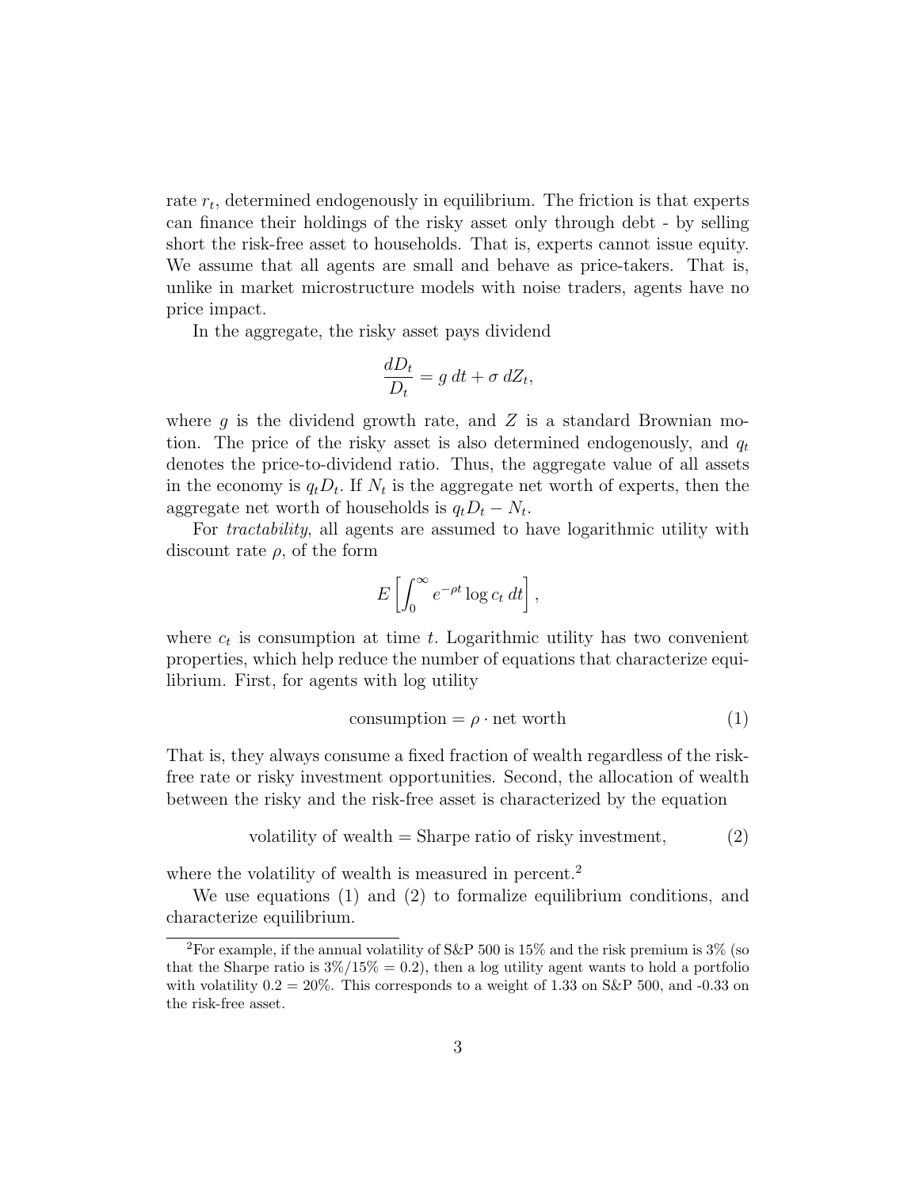rate $r_t$, determined endogenously in equilibrium. The friction is that experts can finance their holdings of the risky asset only through debt - by selling short the risk-free asset to households. That is, experts cannot issue equity. We assume that all agents are small and behave as price-takers. That is, unlike in market microstructure models with noise traders, agents have no price impact.

In the aggregate, the risky asset pays dividend

$$\frac{dD_t}{D_t} = g\,dt + \sigma\,dZ_t,$$

where $g$ is the dividend growth rate, and $Z$ is a standard Brownian motion. The price of the risky asset is also determined endogenously, and $q_t$ denotes the price-to-dividend ratio. Thus, the aggregate value of all assets in the economy is $q_t D_t$. If $N_t$ is the aggregate net worth of experts, then the aggregate net worth of households is $q_t D_t - N_t$.

For *tractability*, all agents are assumed to have logarithmic utility with discount rate $\rho$, of the form

$$E\left[\int_0^\infty e^{-\rho t} \log c_t \, dt\right],$$

where $c_t$ is consumption at time $t$. Logarithmic utility has two convenient properties, which help reduce the number of equations that characterize equilibrium. First, for agents with log utility

$$\text{consumption} = \rho \cdot \text{net worth} \tag{1}$$

That is, they always consume a fixed fraction of wealth regardless of the risk-free rate or risky investment opportunities. Second, the allocation of wealth between the risky and the risk-free asset is characterized by the equation

$$\text{volatility of wealth} = \text{Sharpe ratio of risky investment}, \tag{2}$$

where the volatility of wealth is measured in percent.[2]

We use equations (1) and (2) to formalize equilibrium conditions, and characterize equilibrium.

[2] For example, if the annual volatility of S&P 500 is 15% and the risk premium is 3% (so that the Sharpe ratio is $3\%/15\% = 0.2$), then a log utility agent wants to hold a portfolio with volatility $0.2 = 20\%$. This corresponds to a weight of 1.33 on S&P 500, and -0.33 on the risk-free asset.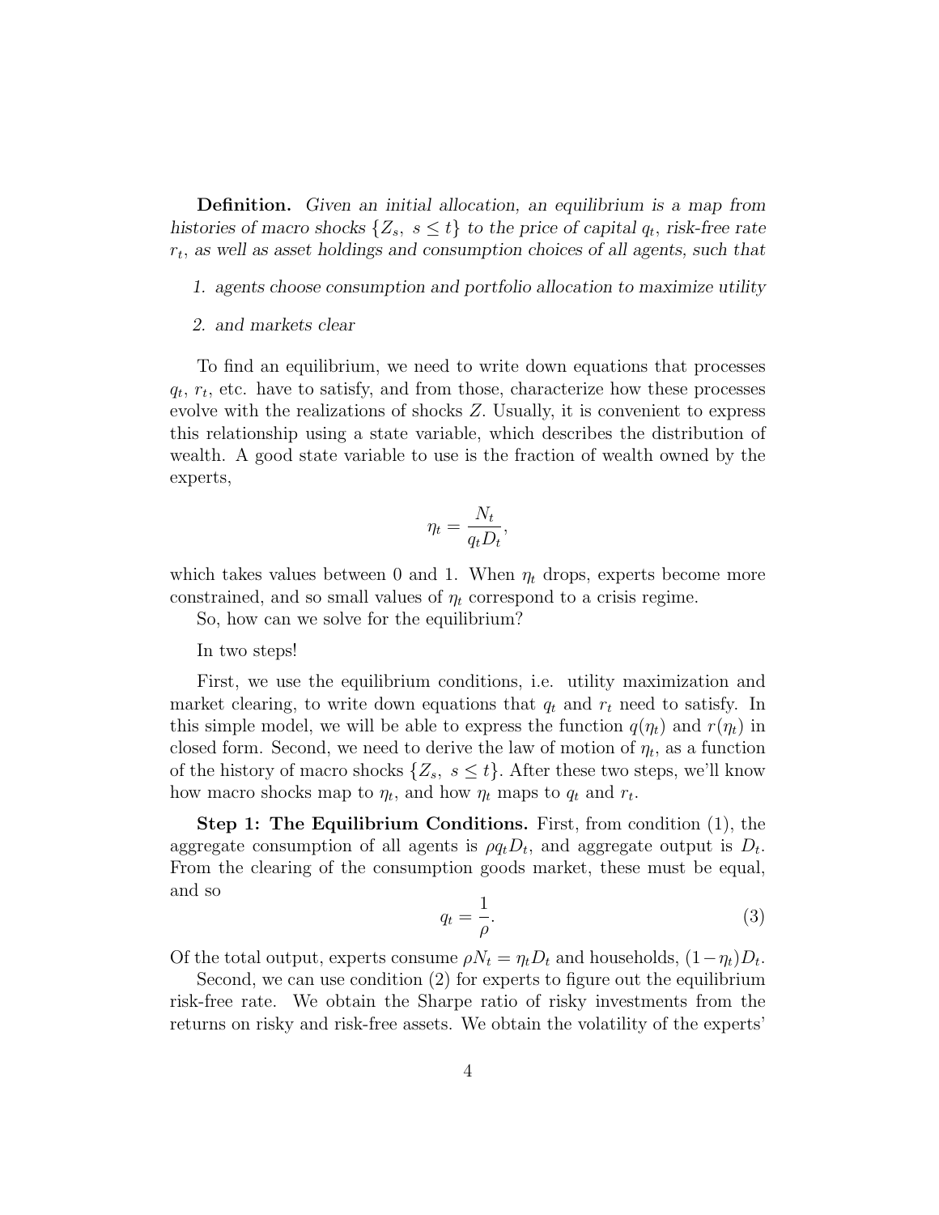**Definition.** *Given an initial allocation, an equilibrium is a map from histories of macro shocks $\{Z_s,\ s \leq t\}$ to the price of capital $q_t$, risk-free rate $r_t$, as well as asset holdings and consumption choices of all agents, such that*

1. *agents choose consumption and portfolio allocation to maximize utility*
2. *and markets clear*

To find an equilibrium, we need to write down equations that processes $q_t$, $r_t$, etc. have to satisfy, and from those, characterize how these processes evolve with the realizations of shocks $Z$. Usually, it is convenient to express this relationship using a state variable, which describes the distribution of wealth. A good state variable to use is the fraction of wealth owned by the experts,

$$\eta_t = \frac{N_t}{q_t D_t},$$

which takes values between 0 and 1. When $\eta_t$ drops, experts become more constrained, and so small values of $\eta_t$ correspond to a crisis regime.

So, how can we solve for the equilibrium?

In two steps!

First, we use the equilibrium conditions, i.e. utility maximization and market clearing, to write down equations that $q_t$ and $r_t$ need to satisfy. In this simple model, we will be able to express the function $q(\eta_t)$ and $r(\eta_t)$ in closed form. Second, we need to derive the law of motion of $\eta_t$, as a function of the history of macro shocks $\{Z_s,\ s \leq t\}$. After these two steps, we'll know how macro shocks map to $\eta_t$, and how $\eta_t$ maps to $q_t$ and $r_t$.

**Step 1: The Equilibrium Conditions.** First, from condition (1), the aggregate consumption of all agents is $\rho q_t D_t$, and aggregate output is $D_t$. From the clearing of the consumption goods market, these must be equal, and so

$$q_t = \frac{1}{\rho}. \tag{3}$$

Of the total output, experts consume $\rho N_t = \eta_t D_t$ and households, $(1-\eta_t)D_t$.

Second, we can use condition (2) for experts to figure out the equilibrium risk-free rate. We obtain the Sharpe ratio of risky investments from the returns on risky and risk-free assets. We obtain the volatility of the experts'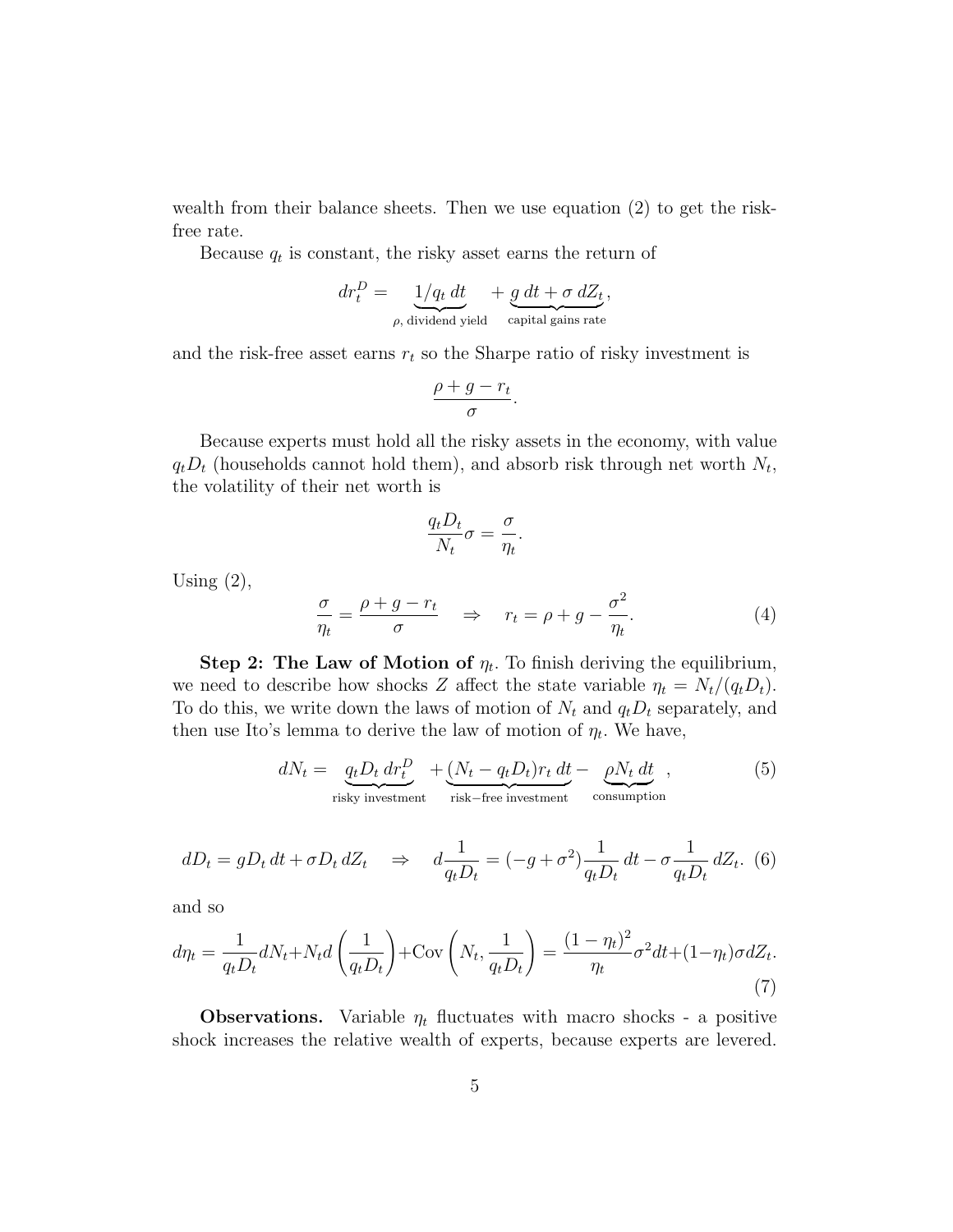wealth from their balance sheets. Then we use equation (2) to get the risk-free rate.

Because $q_t$ is constant, the risky asset earns the return of

$$dr_t^D = \underbrace{1/q_t\,dt}_{\rho,\text{ dividend yield}} + \underbrace{g\,dt + \sigma\,dZ_t}_{\text{capital gains rate}},$$

and the risk-free asset earns $r_t$ so the Sharpe ratio of risky investment is

$$\frac{\rho + g - r_t}{\sigma}.$$

Because experts must hold all the risky assets in the economy, with value $q_t D_t$ (households cannot hold them), and absorb risk through net worth $N_t$, the volatility of their net worth is

$$\frac{q_t D_t}{N_t}\sigma = \frac{\sigma}{\eta_t}.$$

Using (2),

$$\frac{\sigma}{\eta_t} = \frac{\rho + g - r_t}{\sigma} \quad \Rightarrow \quad r_t = \rho + g - \frac{\sigma^2}{\eta_t}. \tag{4}$$

**Step 2: The Law of Motion of $\eta_t$.** To finish deriving the equilibrium, we need to describe how shocks $Z$ affect the state variable $\eta_t = N_t/(q_t D_t)$. To do this, we write down the laws of motion of $N_t$ and $q_t D_t$ separately, and then use Ito's lemma to derive the law of motion of $\eta_t$. We have,

$$dN_t = \underbrace{q_t D_t\,dr_t^D}_{\text{risky investment}} + \underbrace{(N_t - q_t D_t) r_t\,dt}_{\text{risk-free investment}} - \underbrace{\rho N_t\,dt}_{\text{consumption}}, \tag{5}$$

$$dD_t = g D_t\,dt + \sigma D_t\,dZ_t \quad \Rightarrow \quad d\frac{1}{q_t D_t} = (-g + \sigma^2)\frac{1}{q_t D_t}\,dt - \sigma \frac{1}{q_t D_t}\,dZ_t. \tag{6}$$

and so

$$d\eta_t = \frac{1}{q_t D_t} dN_t + N_t d\left(\frac{1}{q_t D_t}\right) + \text{Cov}\left(N_t, \frac{1}{q_t D_t}\right) = \frac{(1-\eta_t)^2}{\eta_t}\sigma^2 dt + (1-\eta_t)\sigma dZ_t. \tag{7}$$

**Observations.** Variable $\eta_t$ fluctuates with macro shocks - a positive shock increases the relative wealth of experts, because experts are levered.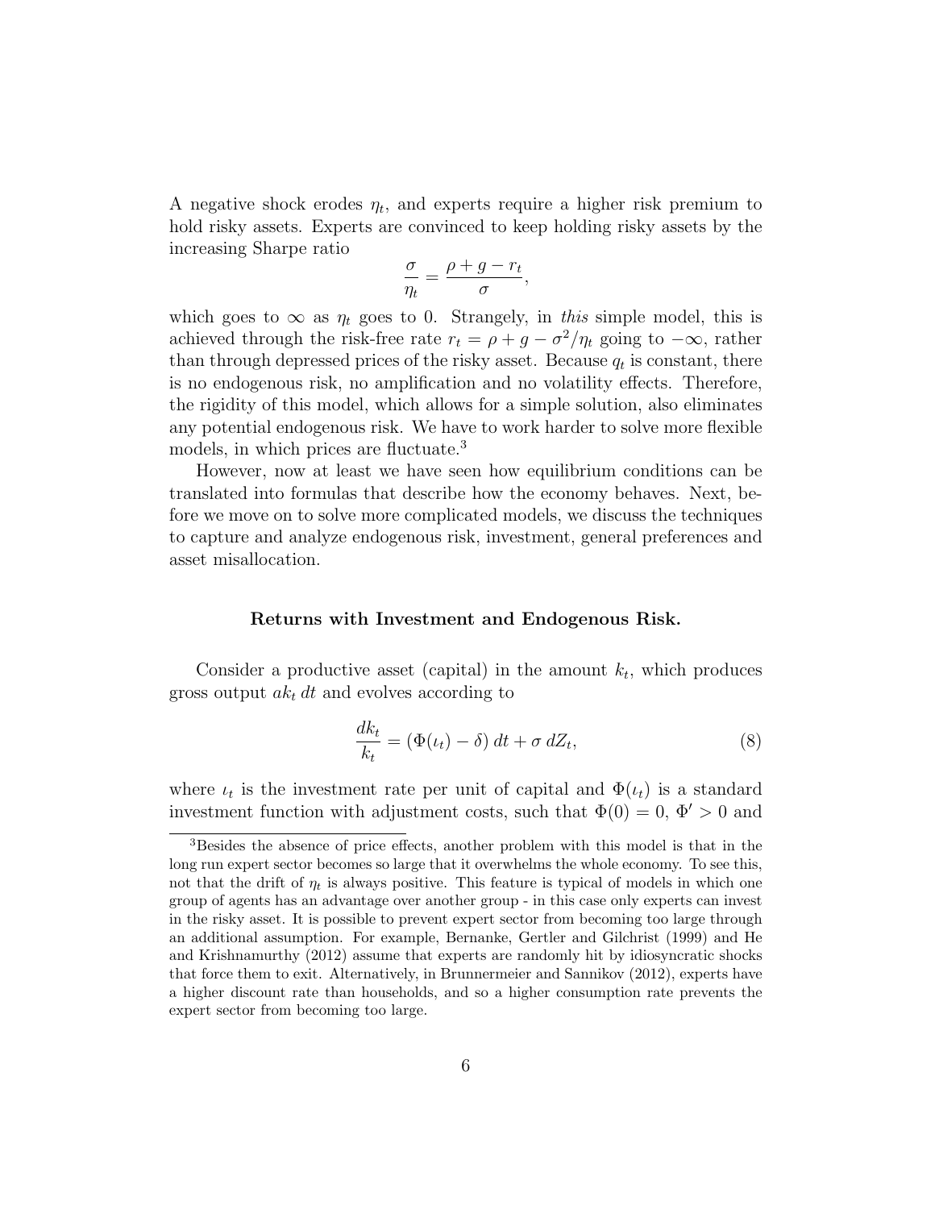A negative shock erodes $\eta_t$, and experts require a higher risk premium to hold risky assets. Experts are convinced to keep holding risky assets by the increasing Sharpe ratio

$$\frac{\sigma}{\eta_t} = \frac{\rho + g - r_t}{\sigma},$$

which goes to $\infty$ as $\eta_t$ goes to 0. Strangely, in *this* simple model, this is achieved through the risk-free rate $r_t = \rho + g - \sigma^2/\eta_t$ going to $-\infty$, rather than through depressed prices of the risky asset. Because $q_t$ is constant, there is no endogenous risk, no amplification and no volatility effects. Therefore, the rigidity of this model, which allows for a simple solution, also eliminates any potential endogenous risk. We have to work harder to solve more flexible models, in which prices are fluctuate.[3]

However, now at least we have seen how equilibrium conditions can be translated into formulas that describe how the economy behaves. Next, before we move on to solve more complicated models, we discuss the techniques to capture and analyze endogenous risk, investment, general preferences and asset misallocation.

**Returns with Investment and Endogenous Risk.**

Consider a productive asset (capital) in the amount $k_t$, which produces gross output $ak_t\,dt$ and evolves according to

$$\frac{dk_t}{k_t} = (\Phi(\iota_t) - \delta)\,dt + \sigma\,dZ_t, \tag{8}$$

where $\iota_t$ is the investment rate per unit of capital and $\Phi(\iota_t)$ is a standard investment function with adjustment costs, such that $\Phi(0) = 0$, $\Phi' > 0$ and

[3]Besides the absence of price effects, another problem with this model is that in the long run expert sector becomes so large that it overwhelms the whole economy. To see this, not that the drift of $\eta_t$ is always positive. This feature is typical of models in which one group of agents has an advantage over another group - in this case only experts can invest in the risky asset. It is possible to prevent expert sector from becoming too large through an additional assumption. For example, Bernanke, Gertler and Gilchrist (1999) and He and Krishnamurthy (2012) assume that experts are randomly hit by idiosyncratic shocks that force them to exit. Alternatively, in Brunnermeier and Sannikov (2012), experts have a higher discount rate than households, and so a higher consumption rate prevents the expert sector from becoming too large.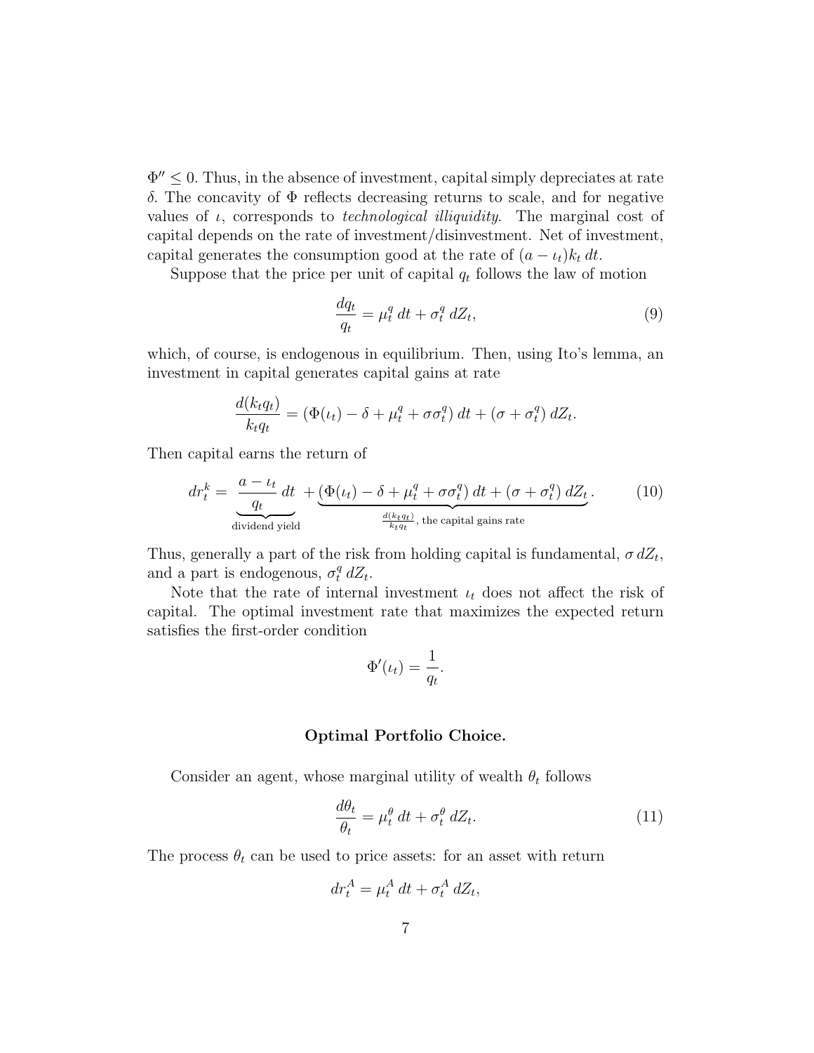$\Phi'' \leq 0$. Thus, in the absence of investment, capital simply depreciates at rate $\delta$. The concavity of $\Phi$ reflects decreasing returns to scale, and for negative values of $\iota$, corresponds to *technological illiquidity*. The marginal cost of capital depends on the rate of investment/disinvestment. Net of investment, capital generates the consumption good at the rate of $(a - \iota_t)k_t\, dt$.

Suppose that the price per unit of capital $q_t$ follows the law of motion

$$\frac{dq_t}{q_t} = \mu_t^q\, dt + \sigma_t^q\, dZ_t, \tag{9}$$

which, of course, is endogenous in equilibrium. Then, using Ito's lemma, an investment in capital generates capital gains at rate

$$\frac{d(k_t q_t)}{k_t q_t} = (\Phi(\iota_t) - \delta + \mu_t^q + \sigma\sigma_t^q)\, dt + (\sigma + \sigma_t^q)\, dZ_t.$$

Then capital earns the return of

$$dr_t^k = \underbrace{\frac{a - \iota_t}{q_t}\, dt}_{\text{dividend yield}} + \underbrace{(\Phi(\iota_t) - \delta + \mu_t^q + \sigma\sigma_t^q)\, dt + (\sigma + \sigma_t^q)\, dZ_t}_{\frac{d(k_t q_t)}{k_t q_t},\ \text{the capital gains rate}}. \tag{10}$$

Thus, generally a part of the risk from holding capital is fundamental, $\sigma\, dZ_t$, and a part is endogenous, $\sigma_t^q\, dZ_t$.

Note that the rate of internal investment $\iota_t$ does not affect the risk of capital. The optimal investment rate that maximizes the expected return satisfies the first-order condition

$$\Phi'(\iota_t) = \frac{1}{q_t}.$$

**Optimal Portfolio Choice.**

Consider an agent, whose marginal utility of wealth $\theta_t$ follows

$$\frac{d\theta_t}{\theta_t} = \mu_t^\theta\, dt + \sigma_t^\theta\, dZ_t. \tag{11}$$

The process $\theta_t$ can be used to price assets: for an asset with return

$$dr_t^A = \mu_t^A\, dt + \sigma_t^A\, dZ_t,$$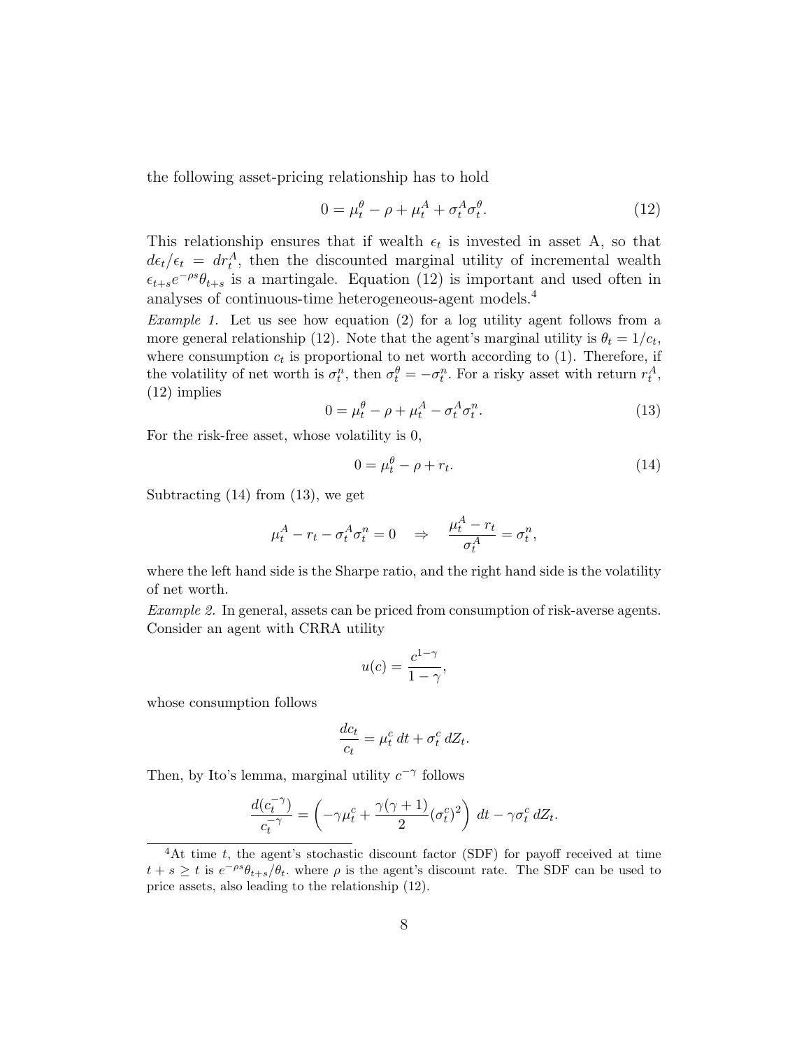the following asset-pricing relationship has to hold

$$0 = \mu_t^\theta - \rho + \mu_t^A + \sigma_t^A \sigma_t^\theta. \tag{12}$$

This relationship ensures that if wealth $\epsilon_t$ is invested in asset A, so that $d\epsilon_t/\epsilon_t = dr_t^A$, then the discounted marginal utility of incremental wealth $\epsilon_{t+s} e^{-\rho s} \theta_{t+s}$ is a martingale. Equation (12) is important and used often in analyses of continuous-time heterogeneous-agent models.[4]

*Example 1.* Let us see how equation (2) for a log utility agent follows from a more general relationship (12). Note that the agent's marginal utility is $\theta_t = 1/c_t$, where consumption $c_t$ is proportional to net worth according to (1). Therefore, if the volatility of net worth is $\sigma_t^n$, then $\sigma_t^\theta = -\sigma_t^n$. For a risky asset with return $r_t^A$, (12) implies

$$0 = \mu_t^\theta - \rho + \mu_t^A - \sigma_t^A \sigma_t^n. \tag{13}$$

For the risk-free asset, whose volatility is 0,

$$0 = \mu_t^\theta - \rho + r_t. \tag{14}$$

Subtracting (14) from (13), we get

$$\mu_t^A - r_t - \sigma_t^A \sigma_t^n = 0 \quad \Rightarrow \quad \frac{\mu_t^A - r_t}{\sigma_t^A} = \sigma_t^n,$$

where the left hand side is the Sharpe ratio, and the right hand side is the volatility of net worth.

*Example 2.* In general, assets can be priced from consumption of risk-averse agents. Consider an agent with CRRA utility

$$u(c) = \frac{c^{1-\gamma}}{1-\gamma},$$

whose consumption follows

$$\frac{dc_t}{c_t} = \mu_t^c \, dt + \sigma_t^c \, dZ_t.$$

Then, by Ito's lemma, marginal utility $c^{-\gamma}$ follows

$$\frac{d(c_t^{-\gamma})}{c_t^{-\gamma}} = \left( -\gamma \mu_t^c + \frac{\gamma(\gamma+1)}{2} (\sigma_t^c)^2 \right) \, dt - \gamma \sigma_t^c \, dZ_t.$$

[4] At time $t$, the agent's stochastic discount factor (SDF) for payoff received at time $t + s \geq t$ is $e^{-\rho s} \theta_{t+s}/\theta_t$. where $\rho$ is the agent's discount rate. The SDF can be used to price assets, also leading to the relationship (12).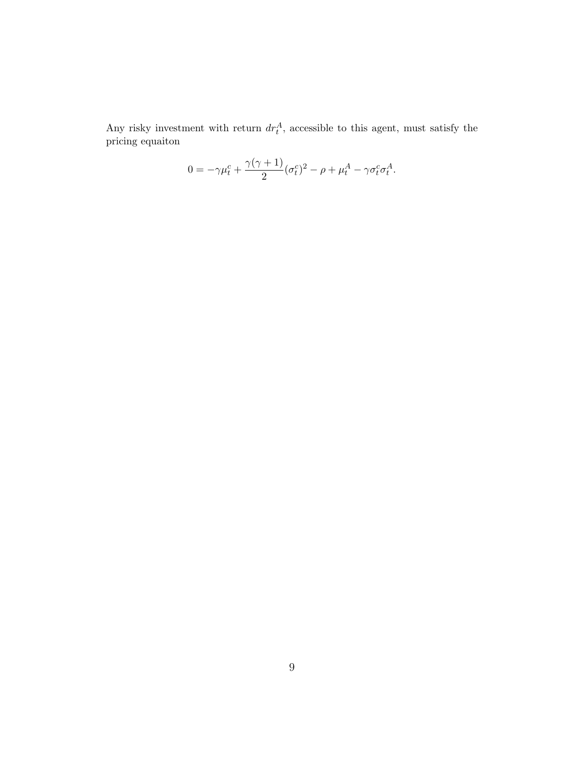Any risky investment with return $dr_t^A$, accessible to this agent, must satisfy the pricing equaiton

$$0 = -\gamma \mu_t^c + \frac{\gamma(\gamma+1)}{2}(\sigma_t^c)^2 - \rho + \mu_t^A - \gamma \sigma_t^c \sigma_t^A.$$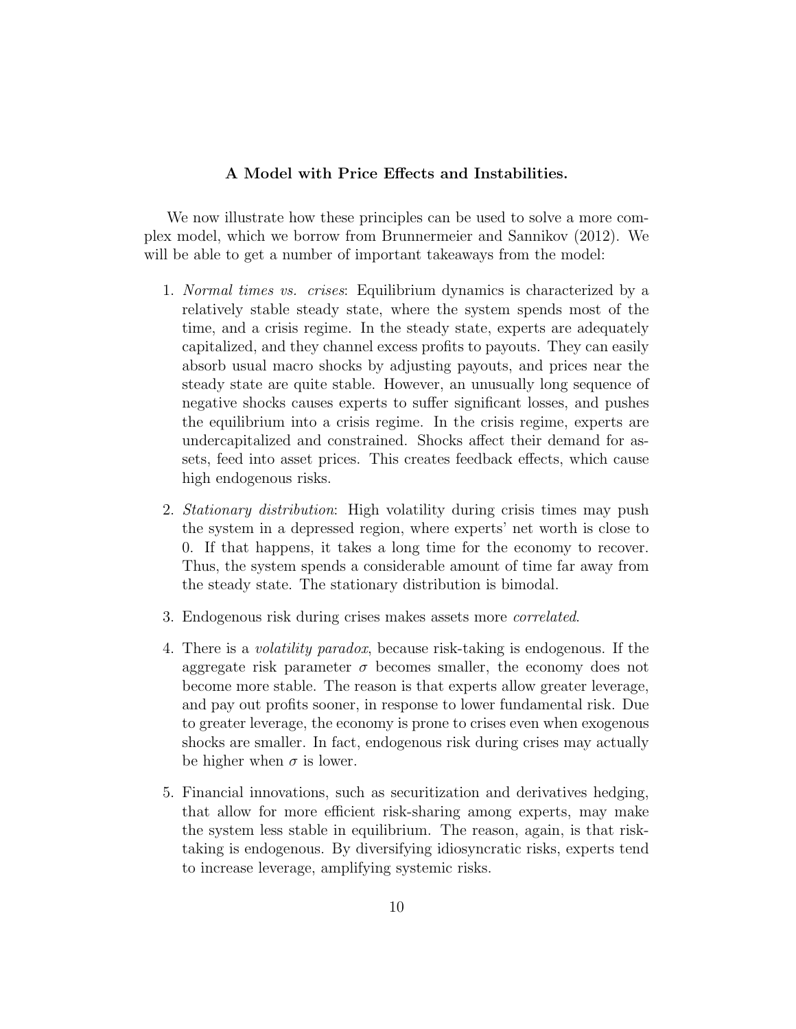### A Model with Price Effects and Instabilities.

We now illustrate how these principles can be used to solve a more complex model, which we borrow from Brunnermeier and Sannikov (2012). We will be able to get a number of important takeaways from the model:

1. *Normal times vs. crises*: Equilibrium dynamics is characterized by a relatively stable steady state, where the system spends most of the time, and a crisis regime. In the steady state, experts are adequately capitalized, and they channel excess profits to payouts. They can easily absorb usual macro shocks by adjusting payouts, and prices near the steady state are quite stable. However, an unusually long sequence of negative shocks causes experts to suffer significant losses, and pushes the equilibrium into a crisis regime. In the crisis regime, experts are undercapitalized and constrained. Shocks affect their demand for assets, feed into asset prices. This creates feedback effects, which cause high endogenous risks.

2. *Stationary distribution*: High volatility during crisis times may push the system in a depressed region, where experts' net worth is close to 0. If that happens, it takes a long time for the economy to recover. Thus, the system spends a considerable amount of time far away from the steady state. The stationary distribution is bimodal.

3. Endogenous risk during crises makes assets more *correlated*.

4. There is a *volatility paradox*, because risk-taking is endogenous. If the aggregate risk parameter $\sigma$ becomes smaller, the economy does not become more stable. The reason is that experts allow greater leverage, and pay out profits sooner, in response to lower fundamental risk. Due to greater leverage, the economy is prone to crises even when exogenous shocks are smaller. In fact, endogenous risk during crises may actually be higher when $\sigma$ is lower.

5. Financial innovations, such as securitization and derivatives hedging, that allow for more efficient risk-sharing among experts, may make the system less stable in equilibrium. The reason, again, is that risk-taking is endogenous. By diversifying idiosyncratic risks, experts tend to increase leverage, amplifying systemic risks.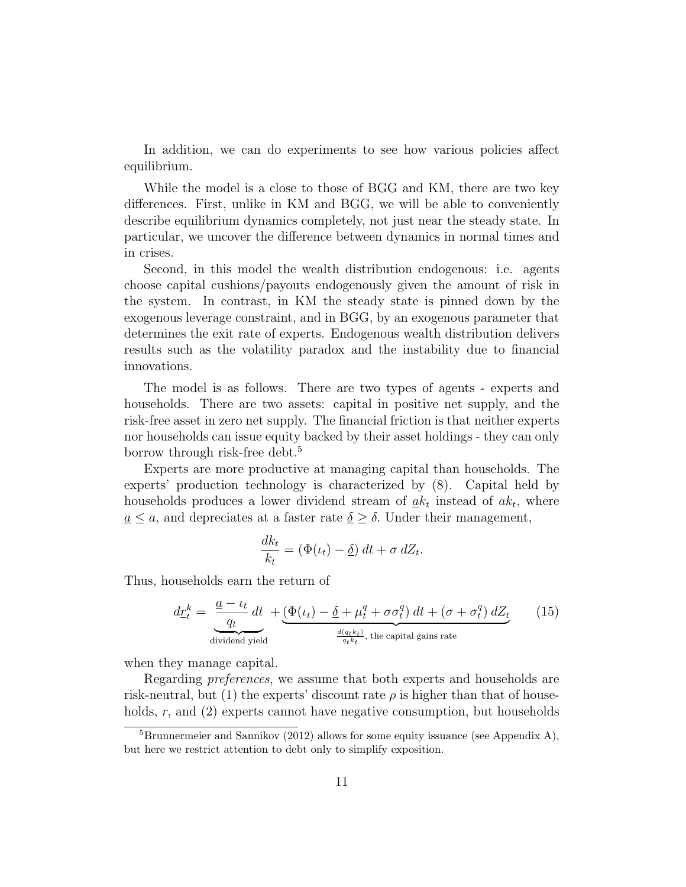In addition, we can do experiments to see how various policies affect equilibrium.

While the model is a close to those of BGG and KM, there are two key differences. First, unlike in KM and BGG, we will be able to conveniently describe equilibrium dynamics completely, not just near the steady state. In particular, we uncover the difference between dynamics in normal times and in crises.

Second, in this model the wealth distribution endogenous: i.e. agents choose capital cushions/payouts endogenously given the amount of risk in the system. In contrast, in KM the steady state is pinned down by the exogenous leverage constraint, and in BGG, by an exogenous parameter that determines the exit rate of experts. Endogenous wealth distribution delivers results such as the volatility paradox and the instability due to financial innovations.

The model is as follows. There are two types of agents - experts and households. There are two assets: capital in positive net supply, and the risk-free asset in zero net supply. The financial friction is that neither experts nor households can issue equity backed by their asset holdings - they can only borrow through risk-free debt.[5]

Experts are more productive at managing capital than households. The experts' production technology is characterized by (8). Capital held by households produces a lower dividend stream of $\underline{a}k_t$ instead of $ak_t$, where $\underline{a} \leq a$, and depreciates at a faster rate $\underline{\delta} \geq \delta$. Under their management,

$$\frac{dk_t}{k_t} = (\Phi(\iota_t) - \underline{\delta})\, dt + \sigma\, dZ_t.$$

Thus, households earn the return of

$$d\underline{r}_t^k = \underbrace{\frac{\underline{a} - \iota_t}{q_t}\, dt}_{\text{dividend yield}} + \underbrace{(\Phi(\iota_t) - \underline{\delta} + \mu_t^q + \sigma\sigma_t^q)\, dt + (\sigma + \sigma_t^q)\, dZ_t}_{\frac{d(q_t k_t)}{q_t k_t},\ \text{the capital gains rate}} \qquad (15)$$

when they manage capital.

Regarding *preferences*, we assume that both experts and households are risk-neutral, but (1) the experts' discount rate $\rho$ is higher than that of households, $r$, and (2) experts cannot have negative consumption, but households

[5] Brunnermeier and Sannikov (2012) allows for some equity issuance (see Appendix A), but here we restrict attention to debt only to simplify exposition.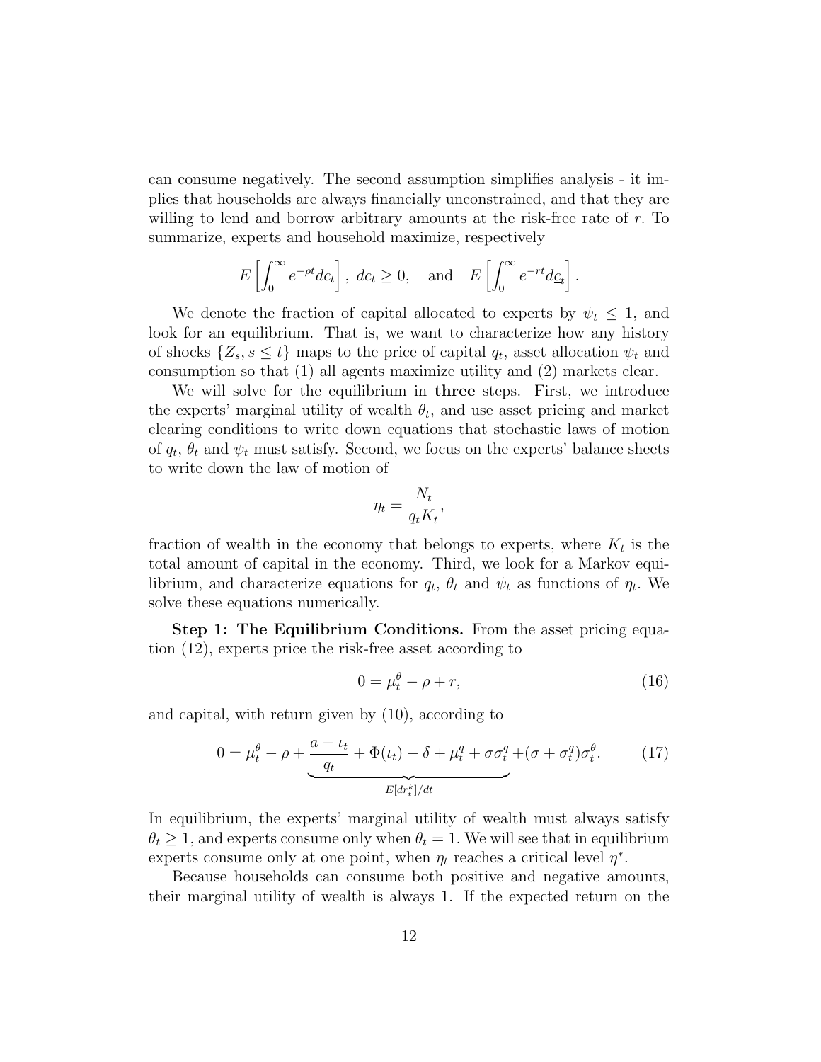can consume negatively. The second assumption simplifies analysis - it implies that households are always financially unconstrained, and that they are willing to lend and borrow arbitrary amounts at the risk-free rate of $r$. To summarize, experts and household maximize, respectively

$$E\left[\int_0^\infty e^{-\rho t} dc_t\right],\ dc_t \geq 0, \quad \text{and} \quad E\left[\int_0^\infty e^{-rt} d\underline{c}_t\right].$$

We denote the fraction of capital allocated to experts by $\psi_t \leq 1$, and look for an equilibrium. That is, we want to characterize how any history of shocks $\{Z_s, s \leq t\}$ maps to the price of capital $q_t$, asset allocation $\psi_t$ and consumption so that (1) all agents maximize utility and (2) markets clear.

We will solve for the equilibrium in **three** steps. First, we introduce the experts' marginal utility of wealth $\theta_t$, and use asset pricing and market clearing conditions to write down equations that stochastic laws of motion of $q_t$, $\theta_t$ and $\psi_t$ must satisfy. Second, we focus on the experts' balance sheets to write down the law of motion of

$$\eta_t = \frac{N_t}{q_t K_t},$$

fraction of wealth in the economy that belongs to experts, where $K_t$ is the total amount of capital in the economy. Third, we look for a Markov equilibrium, and characterize equations for $q_t$, $\theta_t$ and $\psi_t$ as functions of $\eta_t$. We solve these equations numerically.

**Step 1: The Equilibrium Conditions.** From the asset pricing equation (12), experts price the risk-free asset according to

$$0 = \mu_t^\theta - \rho + r, \tag{16}$$

and capital, with return given by (10), according to

$$0 = \mu_t^\theta - \rho + \underbrace{\frac{a - \iota_t}{q_t} + \Phi(\iota_t) - \delta + \mu_t^q + \sigma\sigma_t^q}_{E[dr_t^k]/dt} + (\sigma + \sigma_t^q)\sigma_t^\theta. \tag{17}$$

In equilibrium, the experts' marginal utility of wealth must always satisfy $\theta_t \geq 1$, and experts consume only when $\theta_t = 1$. We will see that in equilibrium experts consume only at one point, when $\eta_t$ reaches a critical level $\eta^*$.

Because households can consume both positive and negative amounts, their marginal utility of wealth is always 1. If the expected return on the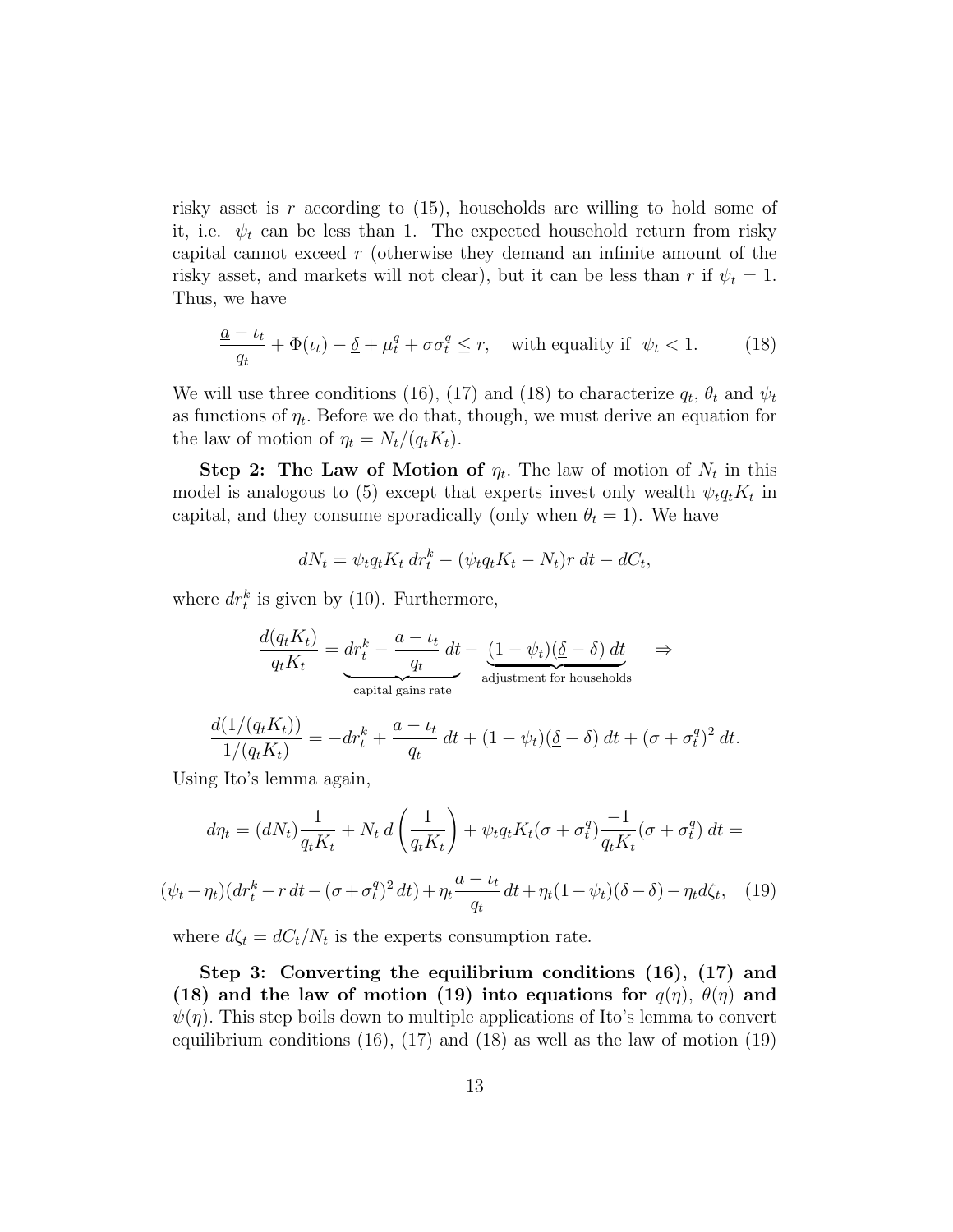risky asset is $r$ according to (15), households are willing to hold some of it, i.e. $\psi_t$ can be less than 1. The expected household return from risky capital cannot exceed $r$ (otherwise they demand an infinite amount of the risky asset, and markets will not clear), but it can be less than $r$ if $\psi_t = 1$. Thus, we have

$$\frac{\underline{a} - \iota_t}{q_t} + \Phi(\iota_t) - \underline{\delta} + \mu_t^q + \sigma\sigma_t^q \leq r, \quad \text{with equality if } \; \psi_t < 1. \tag{18}$$

We will use three conditions (16), (17) and (18) to characterize $q_t$, $\theta_t$ and $\psi_t$ as functions of $\eta_t$. Before we do that, though, we must derive an equation for the law of motion of $\eta_t = N_t/(q_t K_t)$.

**Step 2: The Law of Motion of $\eta_t$.** The law of motion of $N_t$ in this model is analogous to (5) except that experts invest only wealth $\psi_t q_t K_t$ in capital, and they consume sporadically (only when $\theta_t = 1$). We have

$$dN_t = \psi_t q_t K_t \, dr_t^k - (\psi_t q_t K_t - N_t) r \, dt - dC_t,$$

where $dr_t^k$ is given by (10). Furthermore,

$$\frac{d(q_t K_t)}{q_t K_t} = \underbrace{dr_t^k - \frac{a - \iota_t}{q_t} \, dt}_{\text{capital gains rate}} - \underbrace{(1 - \psi_t)(\underline{\delta} - \delta) \, dt}_{\text{adjustment for households}} \quad \Rightarrow$$

$$\frac{d(1/(q_t K_t))}{1/(q_t K_t)} = -dr_t^k + \frac{a - \iota_t}{q_t} \, dt + (1 - \psi_t)(\underline{\delta} - \delta) \, dt + (\sigma + \sigma_t^q)^2 \, dt.$$

Using Ito's lemma again,

$$d\eta_t = (dN_t)\frac{1}{q_t K_t} + N_t \, d\left(\frac{1}{q_t K_t}\right) + \psi_t q_t K_t (\sigma + \sigma_t^q) \frac{-1}{q_t K_t} (\sigma + \sigma_t^q) \, dt =$$

$$(\psi_t - \eta_t)(dr_t^k - r \, dt - (\sigma + \sigma_t^q)^2 \, dt) + \eta_t \frac{a - \iota_t}{q_t} \, dt + \eta_t (1 - \psi_t)(\underline{\delta} - \delta) - \eta_t d\zeta_t, \tag{19}$$

where $d\zeta_t = dC_t / N_t$ is the experts consumption rate.

**Step 3: Converting the equilibrium conditions (16), (17) and (18) and the law of motion (19) into equations for $q(\eta)$, $\theta(\eta)$ and $\psi(\eta)$.** This step boils down to multiple applications of Ito's lemma to convert equilibrium conditions (16), (17) and (18) as well as the law of motion (19)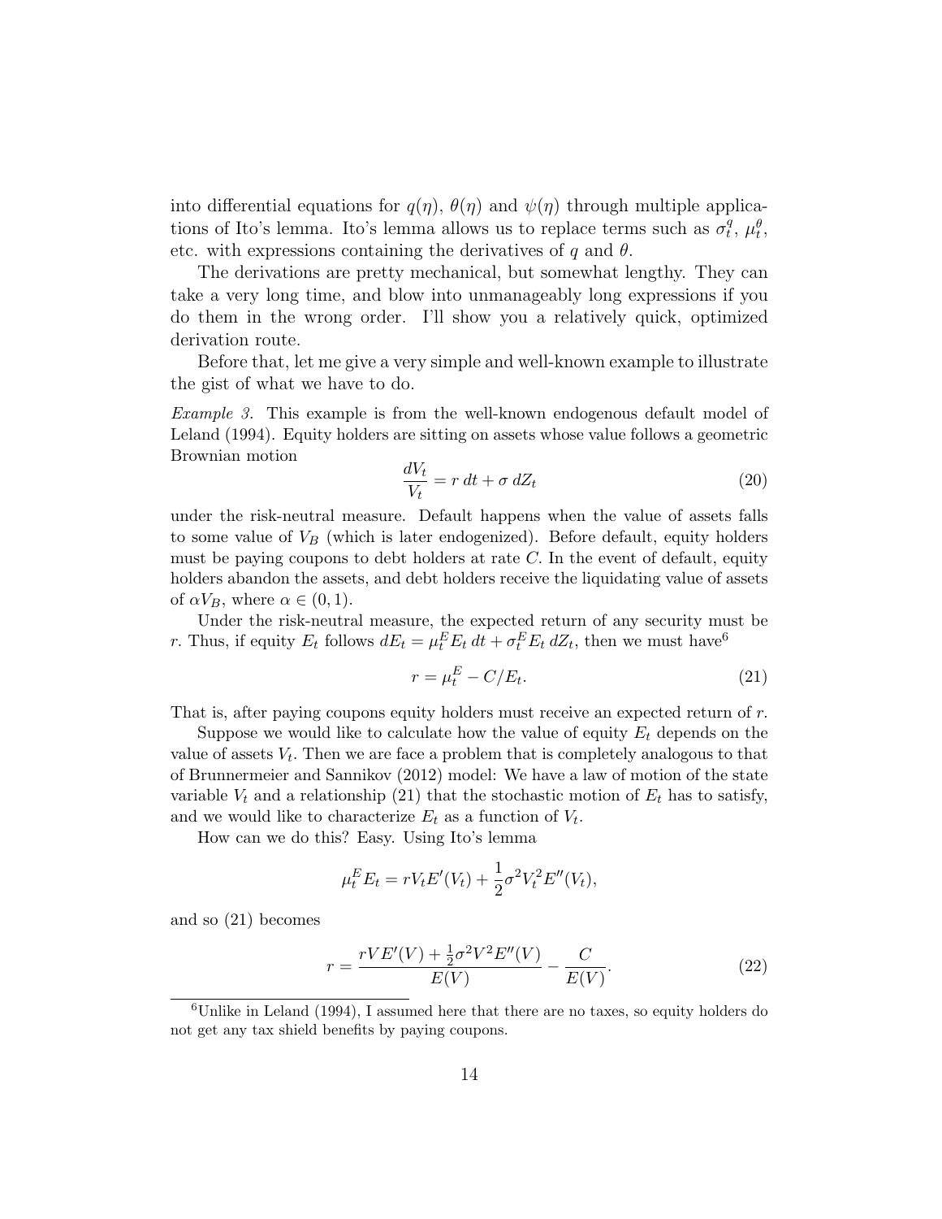into differential equations for $q(\eta)$, $\theta(\eta)$ and $\psi(\eta)$ through multiple applications of Ito's lemma. Ito's lemma allows us to replace terms such as $\sigma_t^q$, $\mu_t^\theta$, etc. with expressions containing the derivatives of $q$ and $\theta$.

The derivations are pretty mechanical, but somewhat lengthy. They can take a very long time, and blow into unmanageably long expressions if you do them in the wrong order. I'll show you a relatively quick, optimized derivation route.

Before that, let me give a very simple and well-known example to illustrate the gist of what we have to do.

*Example 3.* This example is from the well-known endogenous default model of Leland (1994). Equity holders are sitting on assets whose value follows a geometric Brownian motion

$$\frac{dV_t}{V_t} = r\,dt + \sigma\,dZ_t \tag{20}$$

under the risk-neutral measure. Default happens when the value of assets falls to some value of $V_B$ (which is later endogenized). Before default, equity holders must be paying coupons to debt holders at rate $C$. In the event of default, equity holders abandon the assets, and debt holders receive the liquidating value of assets of $\alpha V_B$, where $\alpha \in (0, 1)$.

Under the risk-neutral measure, the expected return of any security must be $r$. Thus, if equity $E_t$ follows $dE_t = \mu_t^E E_t\,dt + \sigma_t^E E_t\,dZ_t$, then we must have[6]

$$r = \mu_t^E - C/E_t. \tag{21}$$

That is, after paying coupons equity holders must receive an expected return of $r$.

Suppose we would like to calculate how the value of equity $E_t$ depends on the value of assets $V_t$. Then we are face a problem that is completely analogous to that of Brunnermeier and Sannikov (2012) model: We have a law of motion of the state variable $V_t$ and a relationship (21) that the stochastic motion of $E_t$ has to satisfy, and we would like to characterize $E_t$ as a function of $V_t$.

How can we do this? Easy. Using Ito's lemma

$$\mu_t^E E_t = rV_t E'(V_t) + \frac{1}{2}\sigma^2 V_t^2 E''(V_t),$$

and so (21) becomes

$$r = \frac{rVE'(V) + \frac{1}{2}\sigma^2 V^2 E''(V)}{E(V)} - \frac{C}{E(V)}. \tag{22}$$

[6]Unlike in Leland (1994), I assumed here that there are no taxes, so equity holders do not get any tax shield benefits by paying coupons.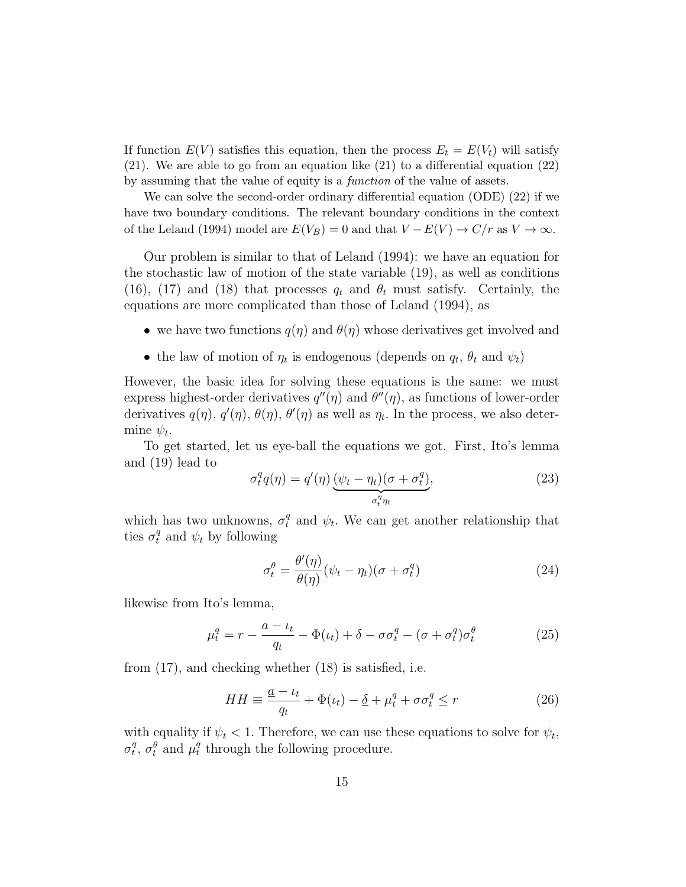If function $E(V)$ satisfies this equation, then the process $E_t = E(V_t)$ will satisfy (21). We are able to go from an equation like (21) to a differential equation (22) by assuming that the value of equity is a *function* of the value of assets.

We can solve the second-order ordinary differential equation (ODE) (22) if we have two boundary conditions. The relevant boundary conditions in the context of the Leland (1994) model are $E(V_B) = 0$ and that $V - E(V) \to C/r$ as $V \to \infty$.

Our problem is similar to that of Leland (1994): we have an equation for the stochastic law of motion of the state variable (19), as well as conditions (16), (17) and (18) that processes $q_t$ and $\theta_t$ must satisfy. Certainly, the equations are more complicated than those of Leland (1994), as

- we have two functions $q(\eta)$ and $\theta(\eta)$ whose derivatives get involved and
- the law of motion of $\eta_t$ is endogenous (depends on $q_t$, $\theta_t$ and $\psi_t$)

However, the basic idea for solving these equations is the same: we must express highest-order derivatives $q''(\eta)$ and $\theta''(\eta)$, as functions of lower-order derivatives $q(\eta)$, $q'(\eta)$, $\theta(\eta)$, $\theta'(\eta)$ as well as $\eta_t$. In the process, we also determine $\psi_t$.

To get started, let us eye-ball the equations we got. First, Ito's lemma and (19) lead to

$$\sigma_t^q q(\eta) = q'(\eta) \underbrace{(\psi_t - \eta_t)(\sigma + \sigma_t^q)}_{\sigma_t^\eta \eta_t}, \tag{23}$$

which has two unknowns, $\sigma_t^q$ and $\psi_t$. We can get another relationship that ties $\sigma_t^q$ and $\psi_t$ by following

$$\sigma_t^\theta = \frac{\theta'(\eta)}{\theta(\eta)}(\psi_t - \eta_t)(\sigma + \sigma_t^q) \tag{24}$$

likewise from Ito's lemma,

$$\mu_t^q = r - \frac{a - \iota_t}{q_t} - \Phi(\iota_t) + \delta - \sigma\sigma_t^q - (\sigma + \sigma_t^q)\sigma_t^\theta \tag{25}$$

from (17), and checking whether (18) is satisfied, i.e.

$$HH \equiv \frac{\underline{a} - \iota_t}{q_t} + \Phi(\iota_t) - \underline{\delta} + \mu_t^q + \sigma\sigma_t^q \leq r \tag{26}$$

with equality if $\psi_t < 1$. Therefore, we can use these equations to solve for $\psi_t$, $\sigma_t^q$, $\sigma_t^\theta$ and $\mu_t^q$ through the following procedure.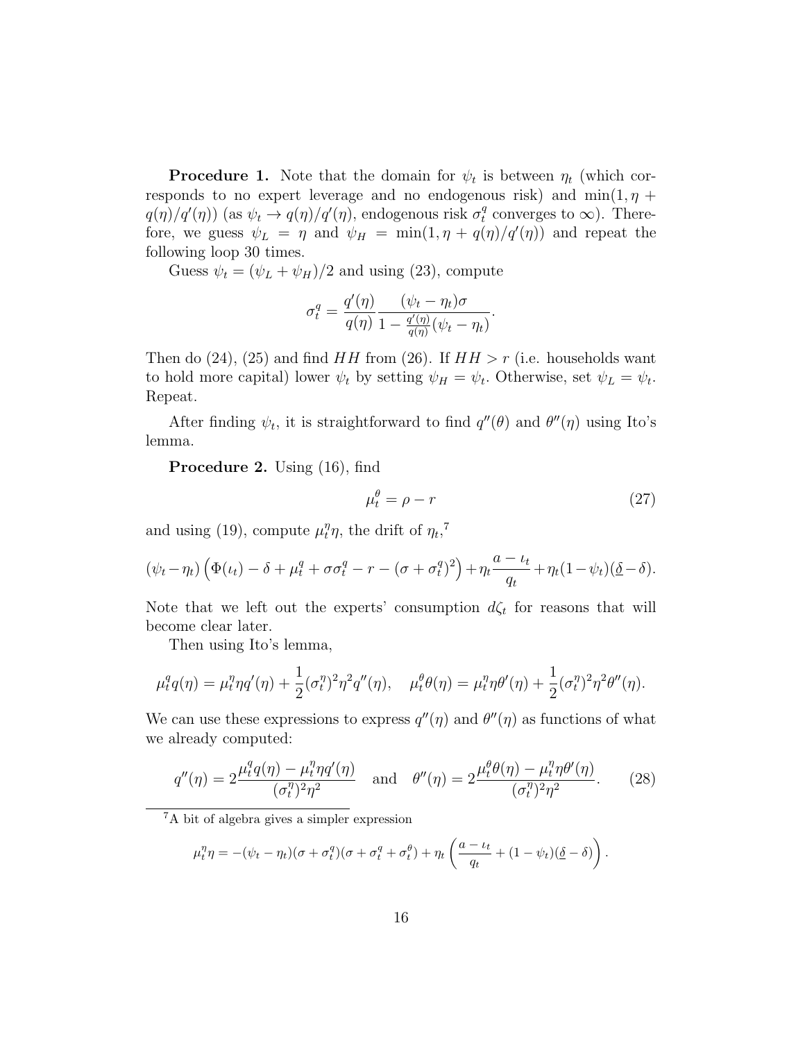**Procedure 1.** Note that the domain for $\psi_t$ is between $\eta_t$ (which corresponds to no expert leverage and no endogenous risk) and $\min(1, \eta + q(\eta)/q'(\eta))$ (as $\psi_t \to q(\eta)/q'(\eta)$, endogenous risk $\sigma_t^q$ converges to $\infty$). Therefore, we guess $\psi_L = \eta$ and $\psi_H = \min(1, \eta + q(\eta)/q'(\eta))$ and repeat the following loop 30 times.

Guess $\psi_t = (\psi_L + \psi_H)/2$ and using (23), compute

$$\sigma_t^q = \frac{q'(\eta)}{q(\eta)} \frac{(\psi_t - \eta_t)\sigma}{1 - \frac{q'(\eta)}{q(\eta)}(\psi_t - \eta_t)}.$$

Then do (24), (25) and find $HH$ from (26). If $HH > r$ (i.e. households want to hold more capital) lower $\psi_t$ by setting $\psi_H = \psi_t$. Otherwise, set $\psi_L = \psi_t$. Repeat.

After finding $\psi_t$, it is straightforward to find $q''(\theta)$ and $\theta''(\eta)$ using Ito's lemma.

**Procedure 2.** Using (16), find

$$\mu_t^\theta = \rho - r \tag{27}$$

and using (19), compute $\mu_t^\eta \eta$, the drift of $\eta_t$,[7]

$$(\psi_t - \eta_t)\left(\Phi(\iota_t) - \delta + \mu_t^q + \sigma\sigma_t^q - r - (\sigma + \sigma_t^q)^2\right) + \eta_t \frac{a - \iota_t}{q_t} + \eta_t(1 - \psi_t)(\underline{\delta} - \delta).$$

Note that we left out the experts' consumption $d\zeta_t$ for reasons that will become clear later.

Then using Ito's lemma,

$$\mu_t^q q(\eta) = \mu_t^\eta \eta q'(\eta) + \frac{1}{2}(\sigma_t^\eta)^2 \eta^2 q''(\eta), \quad \mu_t^\theta \theta(\eta) = \mu_t^\eta \eta \theta'(\eta) + \frac{1}{2}(\sigma_t^\eta)^2 \eta^2 \theta''(\eta).$$

We can use these expressions to express $q''(\eta)$ and $\theta''(\eta)$ as functions of what we already computed:

$$q''(\eta) = 2\frac{\mu_t^q q(\eta) - \mu_t^\eta \eta q'(\eta)}{(\sigma_t^\eta)^2 \eta^2} \quad \text{and} \quad \theta''(\eta) = 2\frac{\mu_t^\theta \theta(\eta) - \mu_t^\eta \eta \theta'(\eta)}{(\sigma_t^\eta)^2 \eta^2}. \tag{28}$$

[7] A bit of algebra gives a simpler expression

$$\mu_t^\eta \eta = -(\psi_t - \eta_t)(\sigma + \sigma_t^q)(\sigma + \sigma_t^q + \sigma_t^\theta) + \eta_t \left(\frac{a - \iota_t}{q_t} + (1 - \psi_t)(\underline{\delta} - \delta)\right).$$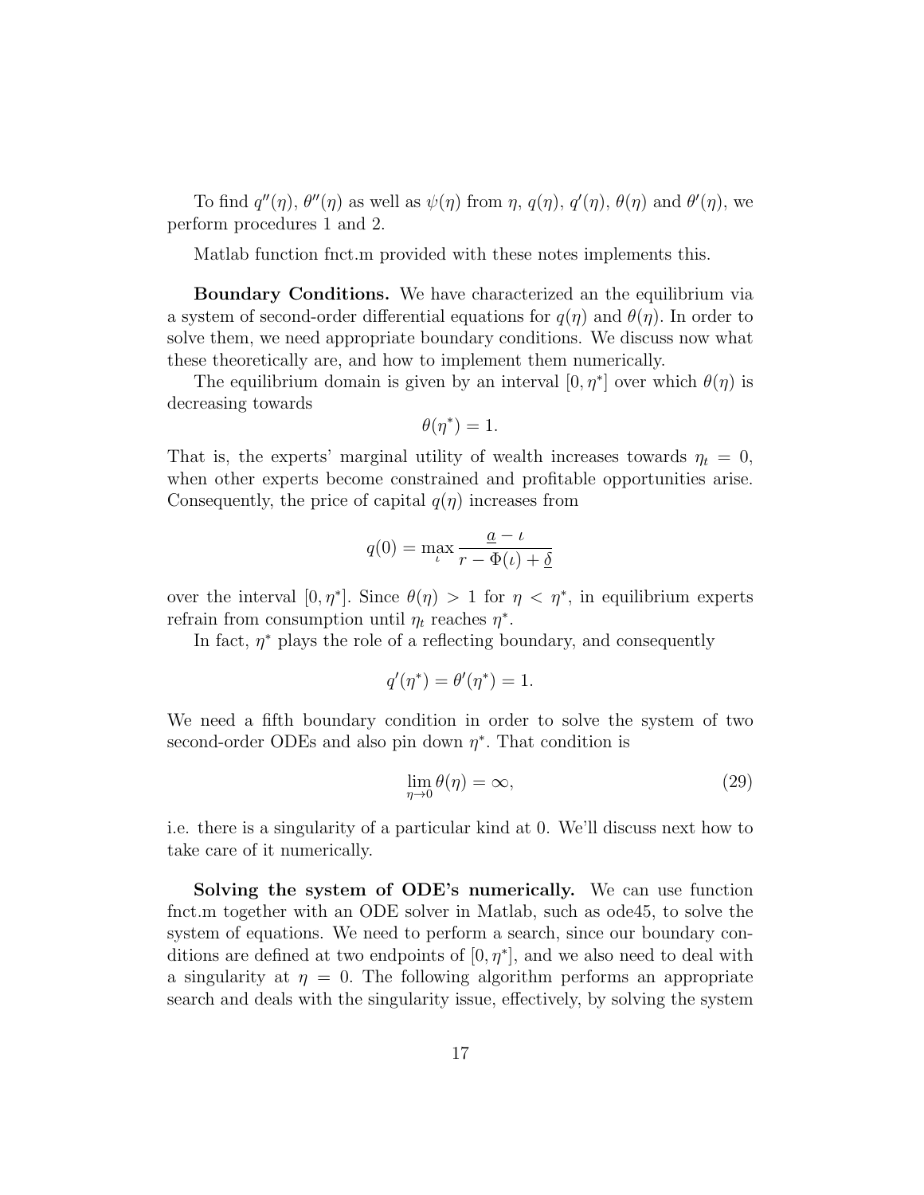To find $q''(\eta)$, $\theta''(\eta)$ as well as $\psi(\eta)$ from $\eta$, $q(\eta)$, $q'(\eta)$, $\theta(\eta)$ and $\theta'(\eta)$, we perform procedures 1 and 2.

Matlab function fnct.m provided with these notes implements this.

**Boundary Conditions.** We have characterized an the equilibrium via a system of second-order differential equations for $q(\eta)$ and $\theta(\eta)$. In order to solve them, we need appropriate boundary conditions. We discuss now what these theoretically are, and how to implement them numerically.

The equilibrium domain is given by an interval $[0, \eta^*]$ over which $\theta(\eta)$ is decreasing towards

$$\theta(\eta^*) = 1.$$

That is, the experts' marginal utility of wealth increases towards $\eta_t = 0$, when other experts become constrained and profitable opportunities arise. Consequently, the price of capital $q(\eta)$ increases from

$$q(0) = \max_{\iota} \frac{\underline{a} - \iota}{r - \Phi(\iota) + \underline{\delta}}$$

over the interval $[0, \eta^*]$. Since $\theta(\eta) > 1$ for $\eta < \eta^*$, in equilibrium experts refrain from consumption until $\eta_t$ reaches $\eta^*$.

In fact, $\eta^*$ plays the role of a reflecting boundary, and consequently

$$q'(\eta^*) = \theta'(\eta^*) = 1.$$

We need a fifth boundary condition in order to solve the system of two second-order ODEs and also pin down $\eta^*$. That condition is

$$\lim_{\eta \to 0} \theta(\eta) = \infty, \tag{29}$$

i.e. there is a singularity of a particular kind at 0. We'll discuss next how to take care of it numerically.

**Solving the system of ODE's numerically.** We can use function fnct.m together with an ODE solver in Matlab, such as ode45, to solve the system of equations. We need to perform a search, since our boundary conditions are defined at two endpoints of $[0, \eta^*]$, and we also need to deal with a singularity at $\eta = 0$. The following algorithm performs an appropriate search and deals with the singularity issue, effectively, by solving the system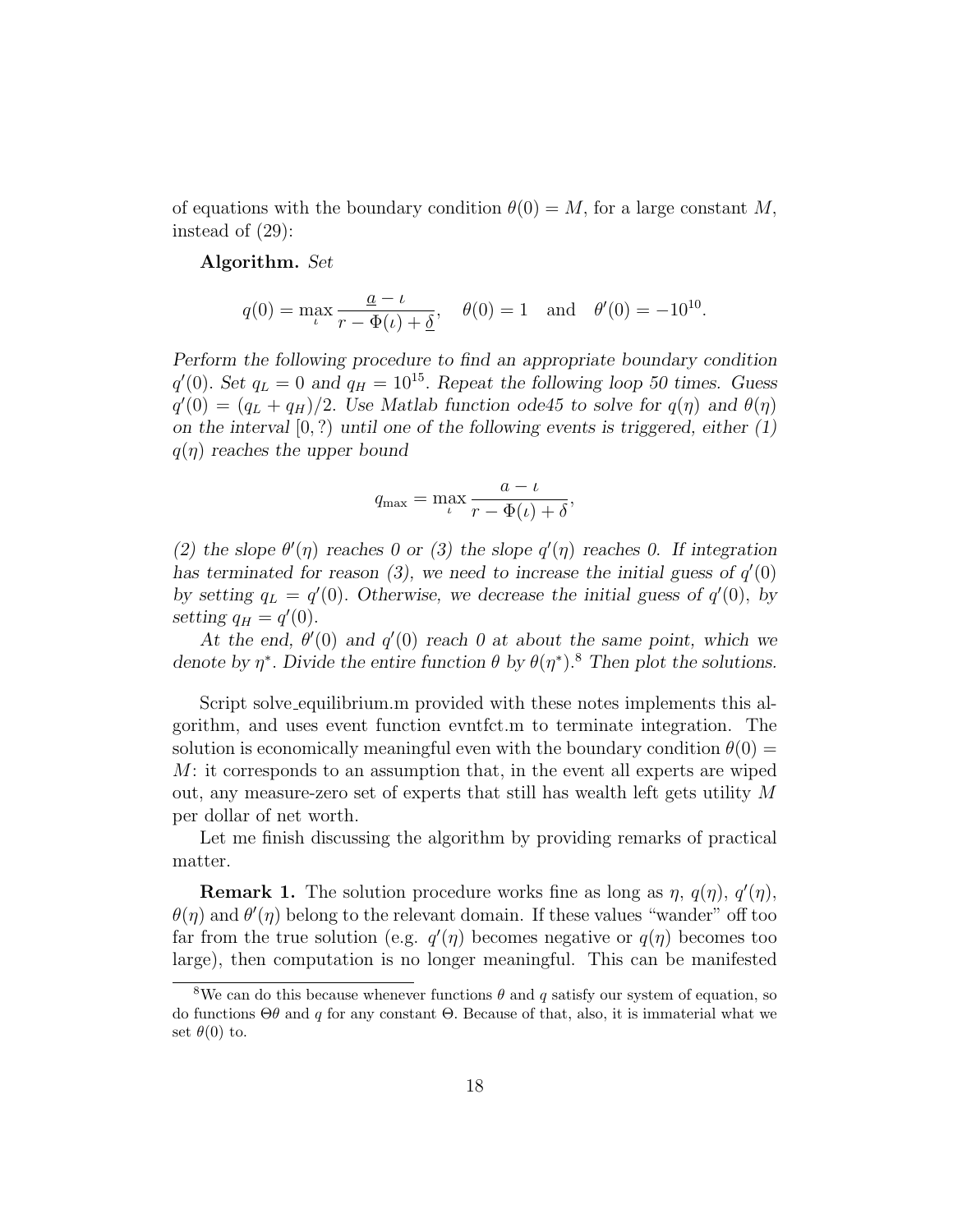of equations with the boundary condition $\theta(0) = M$, for a large constant $M$, instead of (29):

**Algorithm.** *Set*

$$q(0) = \max_{\iota} \frac{\underline{a} - \iota}{r - \Phi(\iota) + \underline{\delta}}, \quad \theta(0) = 1 \quad \text{and} \quad \theta'(0) = -10^{10}.$$

*Perform the following procedure to find an appropriate boundary condition $q'(0)$. Set $q_L = 0$ and $q_H = 10^{15}$. Repeat the following loop 50 times. Guess $q'(0) = (q_L + q_H)/2$. Use Matlab function ode45 to solve for $q(\eta)$ and $\theta(\eta)$ on the interval $[0, ?)$ until one of the following events is triggered, either (1) $q(\eta)$ reaches the upper bound*

$$q_{\max} = \max_{\iota} \frac{a - \iota}{r - \Phi(\iota) + \delta},$$

*(2) the slope $\theta'(\eta)$ reaches 0 or (3) the slope $q'(\eta)$ reaches 0. If integration has terminated for reason (3), we need to increase the initial guess of $q'(0)$ by setting $q_L = q'(0)$. Otherwise, we decrease the initial guess of $q'(0)$, by setting $q_H = q'(0)$.*

*At the end, $\theta'(0)$ and $q'(0)$ reach 0 at about the same point, which we denote by $\eta^*$. Divide the entire function $\theta$ by $\theta(\eta^*)$.[8] Then plot the solutions.*

Script solve_equilibrium.m provided with these notes implements this algorithm, and uses event function evntfct.m to terminate integration. The solution is economically meaningful even with the boundary condition $\theta(0) = M$: it corresponds to an assumption that, in the event all experts are wiped out, any measure-zero set of experts that still has wealth left gets utility $M$ per dollar of net worth.

Let me finish discussing the algorithm by providing remarks of practical matter.

**Remark 1.** The solution procedure works fine as long as $\eta$, $q(\eta)$, $q'(\eta)$, $\theta(\eta)$ and $\theta'(\eta)$ belong to the relevant domain. If these values "wander" off too far from the true solution (e.g. $q'(\eta)$ becomes negative or $q(\eta)$ becomes too large), then computation is no longer meaningful. This can be manifested

[8] We can do this because whenever functions $\theta$ and $q$ satisfy our system of equation, so do functions $\Theta\theta$ and $q$ for any constant $\Theta$. Because of that, also, it is immaterial what we set $\theta(0)$ to.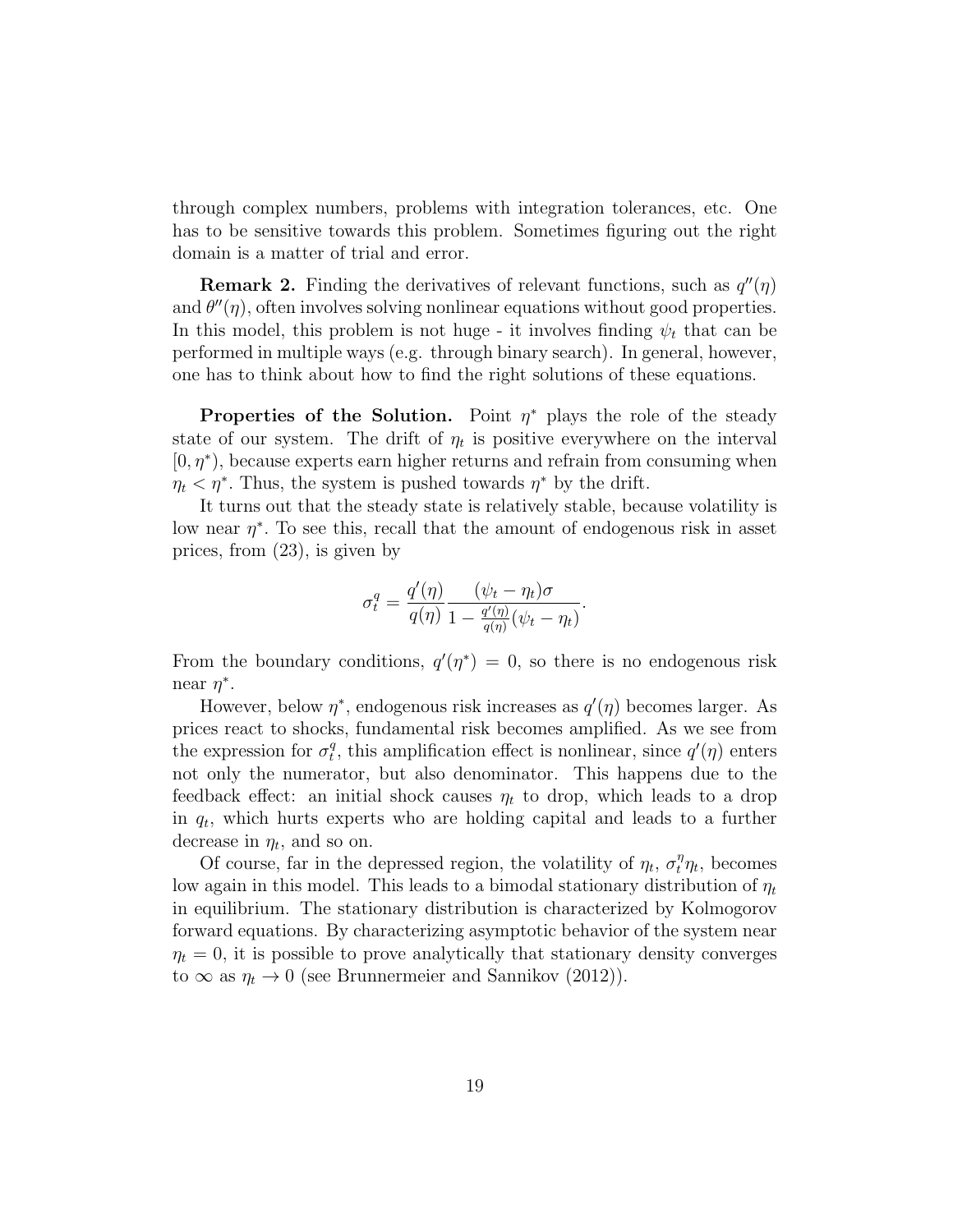through complex numbers, problems with integration tolerances, etc. One has to be sensitive towards this problem. Sometimes figuring out the right domain is a matter of trial and error.

**Remark 2.** Finding the derivatives of relevant functions, such as $q''(\eta)$ and $\theta''(\eta)$, often involves solving nonlinear equations without good properties. In this model, this problem is not huge - it involves finding $\psi_t$ that can be performed in multiple ways (e.g. through binary search). In general, however, one has to think about how to find the right solutions of these equations.

**Properties of the Solution.** Point $\eta^*$ plays the role of the steady state of our system. The drift of $\eta_t$ is positive everywhere on the interval $[0, \eta^*)$, because experts earn higher returns and refrain from consuming when $\eta_t < \eta^*$. Thus, the system is pushed towards $\eta^*$ by the drift.

It turns out that the steady state is relatively stable, because volatility is low near $\eta^*$. To see this, recall that the amount of endogenous risk in asset prices, from (23), is given by

$$\sigma_t^q = \frac{q'(\eta)}{q(\eta)} \frac{(\psi_t - \eta_t)\sigma}{1 - \frac{q'(\eta)}{q(\eta)}(\psi_t - \eta_t)}.$$

From the boundary conditions, $q'(\eta^*) = 0$, so there is no endogenous risk near $\eta^*$.

However, below $\eta^*$, endogenous risk increases as $q'(\eta)$ becomes larger. As prices react to shocks, fundamental risk becomes amplified. As we see from the expression for $\sigma_t^q$, this amplification effect is nonlinear, since $q'(\eta)$ enters not only the numerator, but also denominator. This happens due to the feedback effect: an initial shock causes $\eta_t$ to drop, which leads to a drop in $q_t$, which hurts experts who are holding capital and leads to a further decrease in $\eta_t$, and so on.

Of course, far in the depressed region, the volatility of $\eta_t$, $\sigma_t^\eta \eta_t$, becomes low again in this model. This leads to a bimodal stationary distribution of $\eta_t$ in equilibrium. The stationary distribution is characterized by Kolmogorov forward equations. By characterizing asymptotic behavior of the system near $\eta_t = 0$, it is possible to prove analytically that stationary density converges to $\infty$ as $\eta_t \to 0$ (see Brunnermeier and Sannikov (2012)).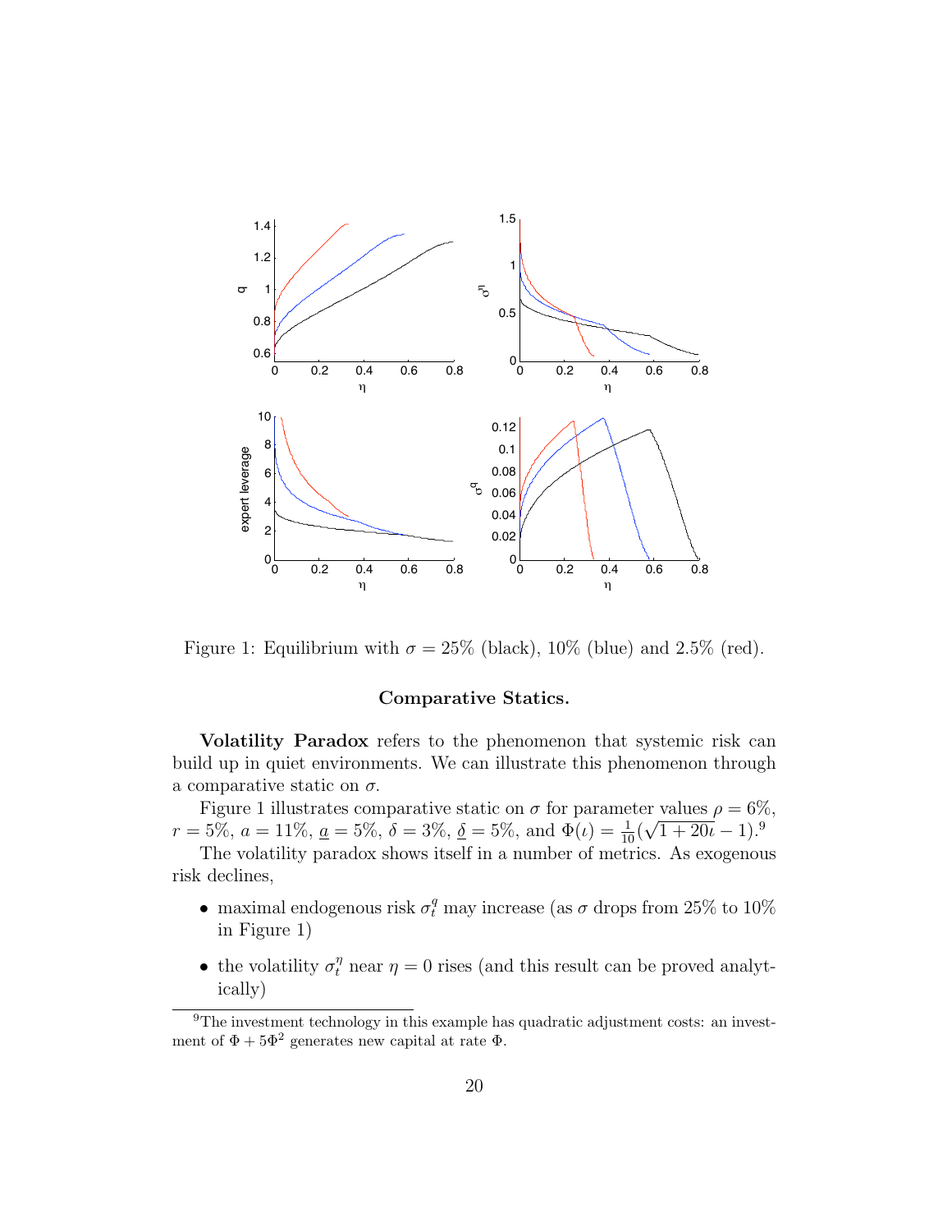Figure 1: Equilibrium with $\sigma = 25\%$ (black), 10% (blue) and 2.5% (red).

### Comparative Statics.

**Volatility Paradox** refers to the phenomenon that systemic risk can build up in quiet environments. We can illustrate this phenomenon through a comparative static on $\sigma$.

Figure 1 illustrates comparative static on $\sigma$ for parameter values $\rho = 6\%$, $r = 5\%$, $a = 11\%$, $\underline{a} = 5\%$, $\delta = 3\%$, $\underline{\delta} = 5\%$, and $\Phi(\iota) = \frac{1}{10}(\sqrt{1 + 20\iota} - 1)$.[9]

The volatility paradox shows itself in a number of metrics. As exogenous risk declines,

- maximal endogenous risk $\sigma_t^q$ may increase (as $\sigma$ drops from 25% to 10% in Figure 1)
- the volatility $\sigma_t^\eta$ near $\eta = 0$ rises (and this result can be proved analytically)

---

[9] The investment technology in this example has quadratic adjustment costs: an investment of $\Phi + 5\Phi^2$ generates new capital at rate $\Phi$.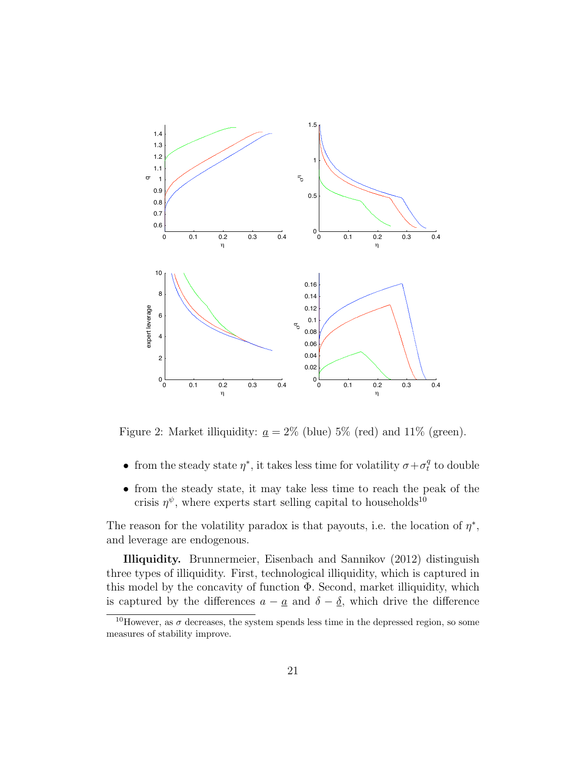Figure 2: Market illiquidity: $\underline{a} = 2\%$ (blue) 5% (red) and 11% (green).

- from the steady state $\eta^*$, it takes less time for volatility $\sigma + \sigma_t^q$ to double
- from the steady state, it may take less time to reach the peak of the crisis $\eta^\psi$, where experts start selling capital to households[10]

The reason for the volatility paradox is that payouts, i.e. the location of $\eta^*$, and leverage are endogenous.

**Illiquidity.** Brunnermeier, Eisenbach and Sannikov (2012) distinguish three types of illiquidity. First, technological illiquidity, which is captured in this model by the concavity of function $\Phi$. Second, market illiquidity, which is captured by the differences $a - \underline{a}$ and $\delta - \underline{\delta}$, which drive the difference

[10]However, as $\sigma$ decreases, the system spends less time in the depressed region, so some measures of stability improve.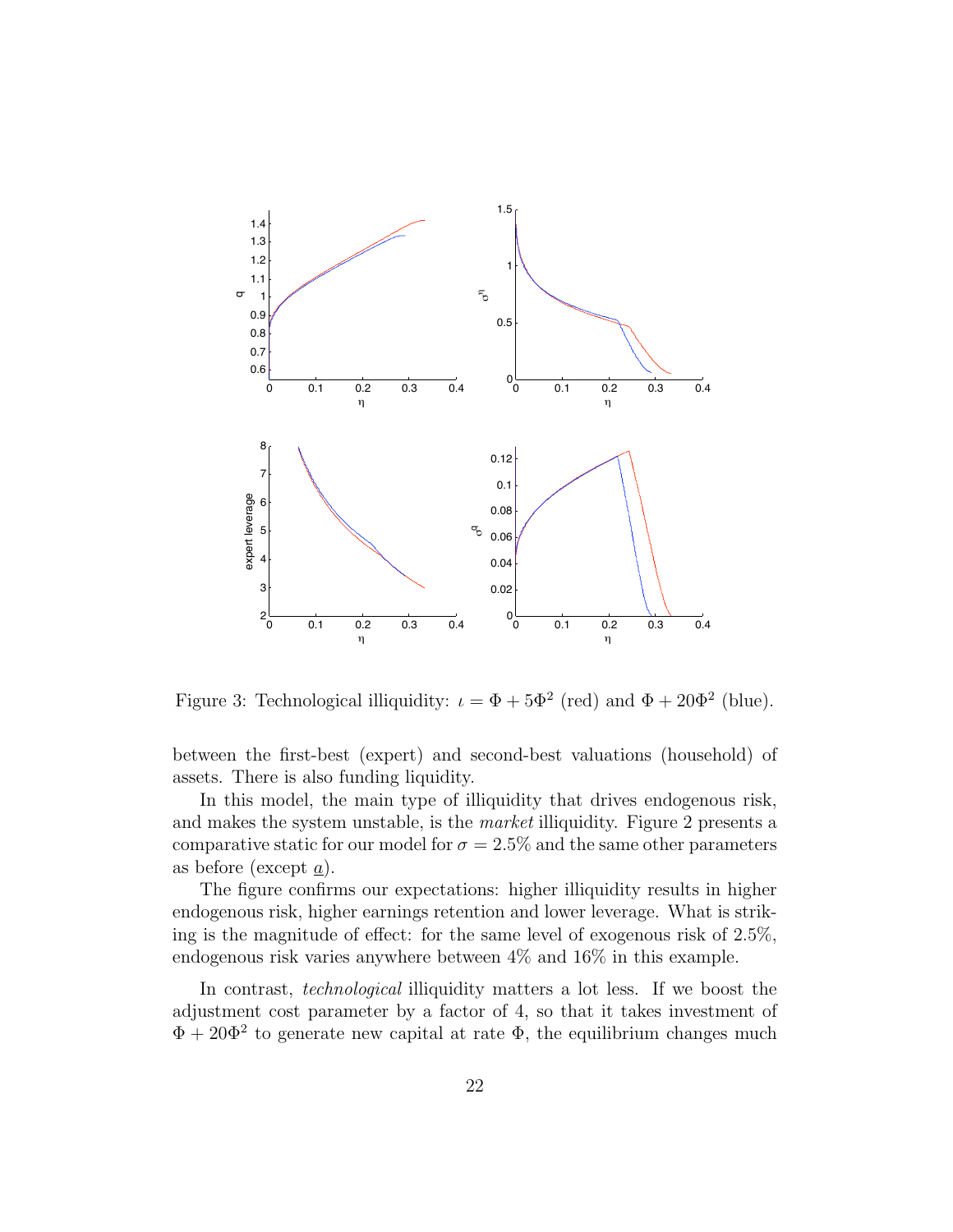Figure 3: Technological illiquidity: $\iota = \Phi + 5\Phi^2$ (red) and $\Phi + 20\Phi^2$ (blue).

between the first-best (expert) and second-best valuations (household) of assets. There is also funding liquidity.

In this model, the main type of illiquidity that drives endogenous risk, and makes the system unstable, is the *market* illiquidity. Figure 2 presents a comparative static for our model for $\sigma = 2.5\%$ and the same other parameters as before (except $\underline{a}$).

The figure confirms our expectations: higher illiquidity results in higher endogenous risk, higher earnings retention and lower leverage. What is striking is the magnitude of effect: for the same level of exogenous risk of 2.5%, endogenous risk varies anywhere between 4% and 16% in this example.

In contrast, *technological* illiquidity matters a lot less. If we boost the adjustment cost parameter by a factor of 4, so that it takes investment of $\Phi + 20\Phi^2$ to generate new capital at rate $\Phi$, the equilibrium changes much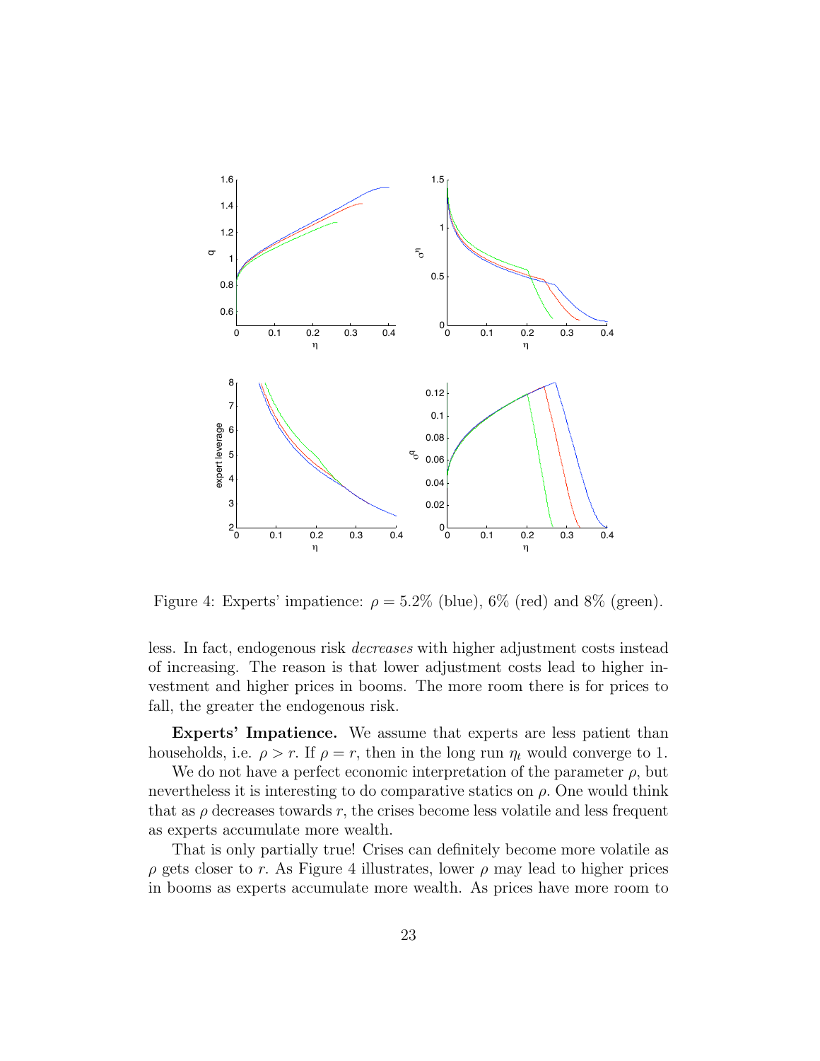Figure 4: Experts' impatience: $\rho = 5.2\%$ (blue), 6% (red) and 8% (green).

less. In fact, endogenous risk *decreases* with higher adjustment costs instead of increasing. The reason is that lower adjustment costs lead to higher investment and higher prices in booms. The more room there is for prices to fall, the greater the endogenous risk.

**Experts' Impatience.** We assume that experts are less patient than households, i.e. $\rho > r$. If $\rho = r$, then in the long run $\eta_t$ would converge to 1.

We do not have a perfect economic interpretation of the parameter $\rho$, but nevertheless it is interesting to do comparative statics on $\rho$. One would think that as $\rho$ decreases towards $r$, the crises become less volatile and less frequent as experts accumulate more wealth.

That is only partially true! Crises can definitely become more volatile as $\rho$ gets closer to $r$. As Figure 4 illustrates, lower $\rho$ may lead to higher prices in booms as experts accumulate more wealth. As prices have more room to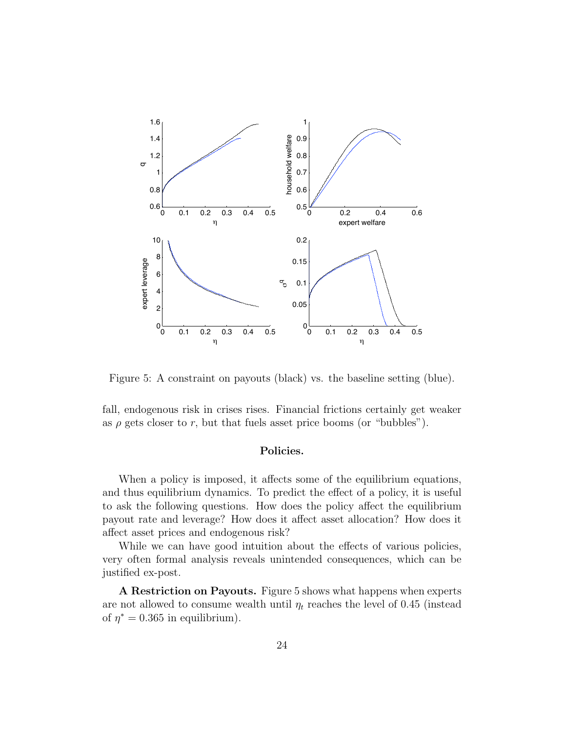Figure 5: A constraint on payouts (black) vs. the baseline setting (blue).

fall, endogenous risk in crises rises. Financial frictions certainly get weaker as $\rho$ gets closer to $r$, but that fuels asset price booms (or "bubbles").

**Policies.**

When a policy is imposed, it affects some of the equilibrium equations, and thus equilibrium dynamics. To predict the effect of a policy, it is useful to ask the following questions. How does the policy affect the equilibrium payout rate and leverage? How does it affect asset allocation? How does it affect asset prices and endogenous risk?

While we can have good intuition about the effects of various policies, very often formal analysis reveals unintended consequences, which can be justified ex-post.

**A Restriction on Payouts.** Figure 5 shows what happens when experts are not allowed to consume wealth until $\eta_t$ reaches the level of 0.45 (instead of $\eta^* = 0.365$ in equilibrium).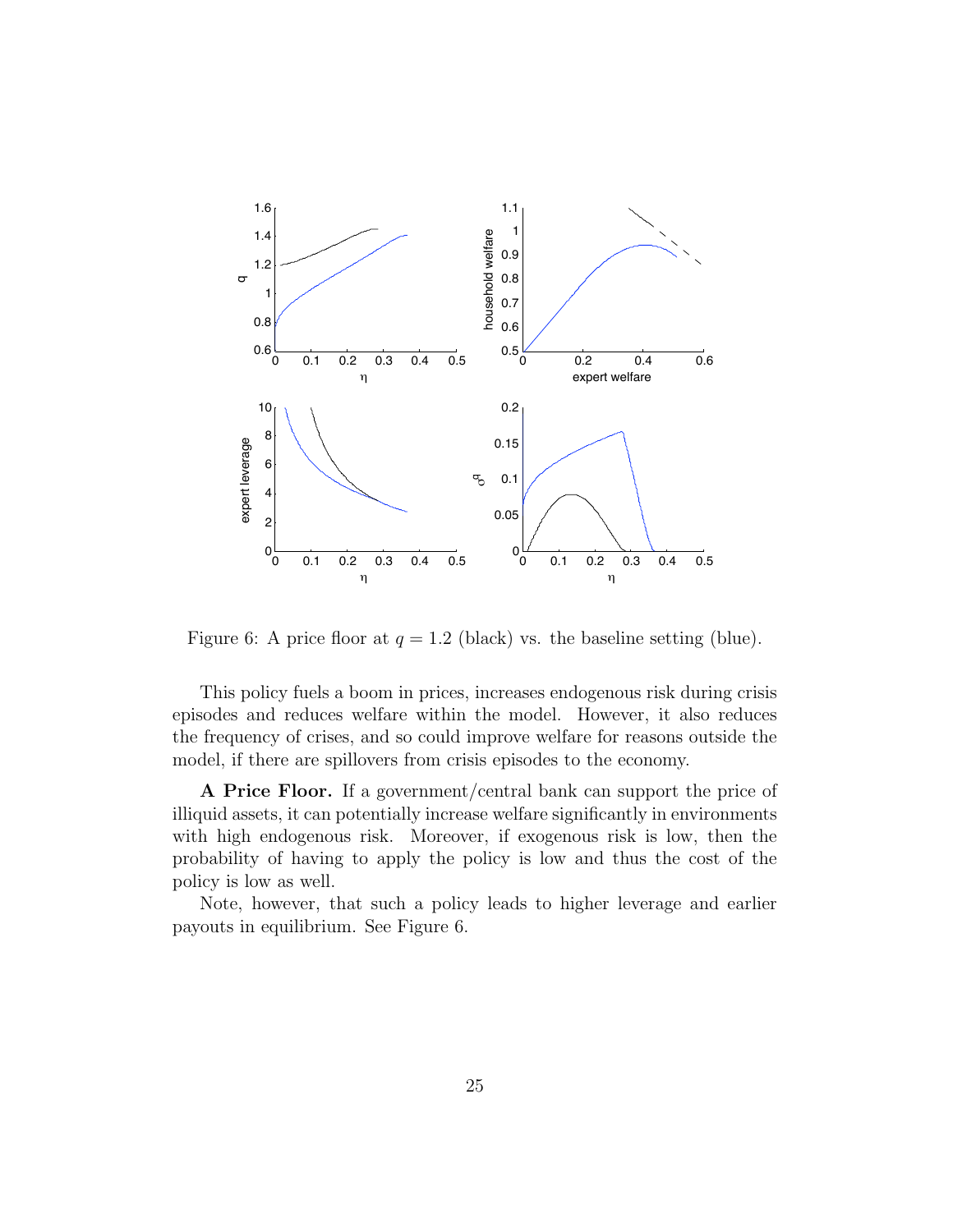1.6
1.4
1.2
1
0.8
0.6
q
0 0.1 0.2 0.3 0.4 0.5
η

1.1
1
0.9
0.8
0.7
0.6
0.5
household welfare
0 0.2 0.4 0.6
expert welfare

10
8
6
4
2
0
expert leverage
0 0.1 0.2 0.3 0.4 0.5
η

0.2
0.15
0.1
0.05
0
$\sigma^q$
0 0.1 0.2 0.3 0.4 0.5
η

Figure 6: A price floor at $q = 1.2$ (black) vs. the baseline setting (blue).

This policy fuels a boom in prices, increases endogenous risk during crisis episodes and reduces welfare within the model. However, it also reduces the frequency of crises, and so could improve welfare for reasons outside the model, if there are spillovers from crisis episodes to the economy.

**A Price Floor.** If a government/central bank can support the price of illiquid assets, it can potentially increase welfare significantly in environments with high endogenous risk. Moreover, if exogenous risk is low, then the probability of having to apply the policy is low and thus the cost of the policy is low as well.

Note, however, that such a policy leads to higher leverage and earlier payouts in equilibrium. See Figure 6.